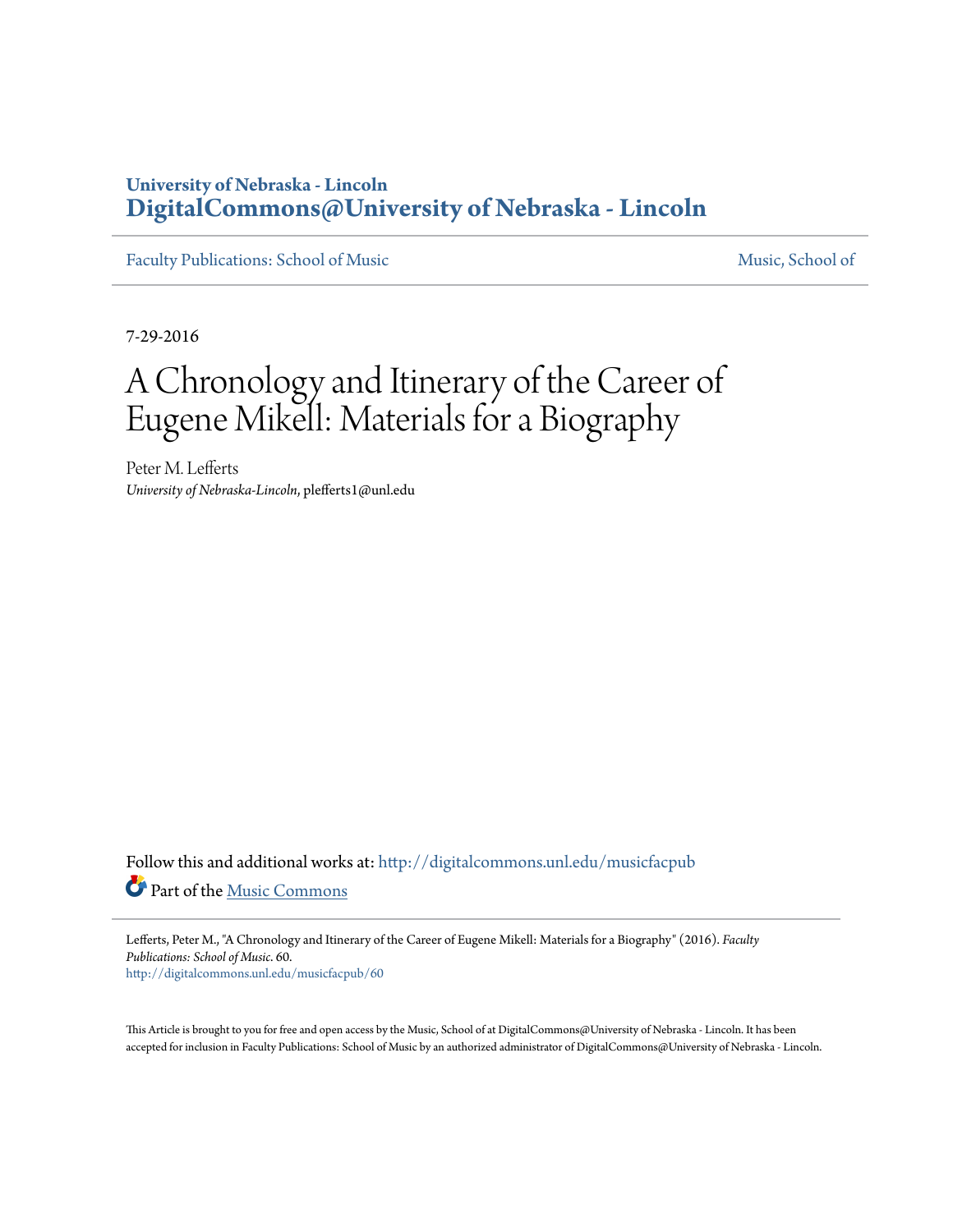University of Nebraska - Lincoln
**DigitalCommons@University of Nebraska - Lincoln**

Faculty Publications: School of Music — Music, School of

7-29-2016

# A Chronology and Itinerary of the Career of Eugene Mikell: Materials for a Biography

Peter M. Lefferts
*University of Nebraska-Lincoln*, plefferts1@unl.edu

Follow this and additional works at: http://digitalcommons.unl.edu/musicfacpub

Part of the Music Commons

Lefferts, Peter M., "A Chronology and Itinerary of the Career of Eugene Mikell: Materials for a Biography" (2016). *Faculty Publications: School of Music*. 60.
http://digitalcommons.unl.edu/musicfacpub/60

This Article is brought to you for free and open access by the Music, School of at DigitalCommons@University of Nebraska - Lincoln. It has been accepted for inclusion in Faculty Publications: School of Music by an authorized administrator of DigitalCommons@University of Nebraska - Lincoln.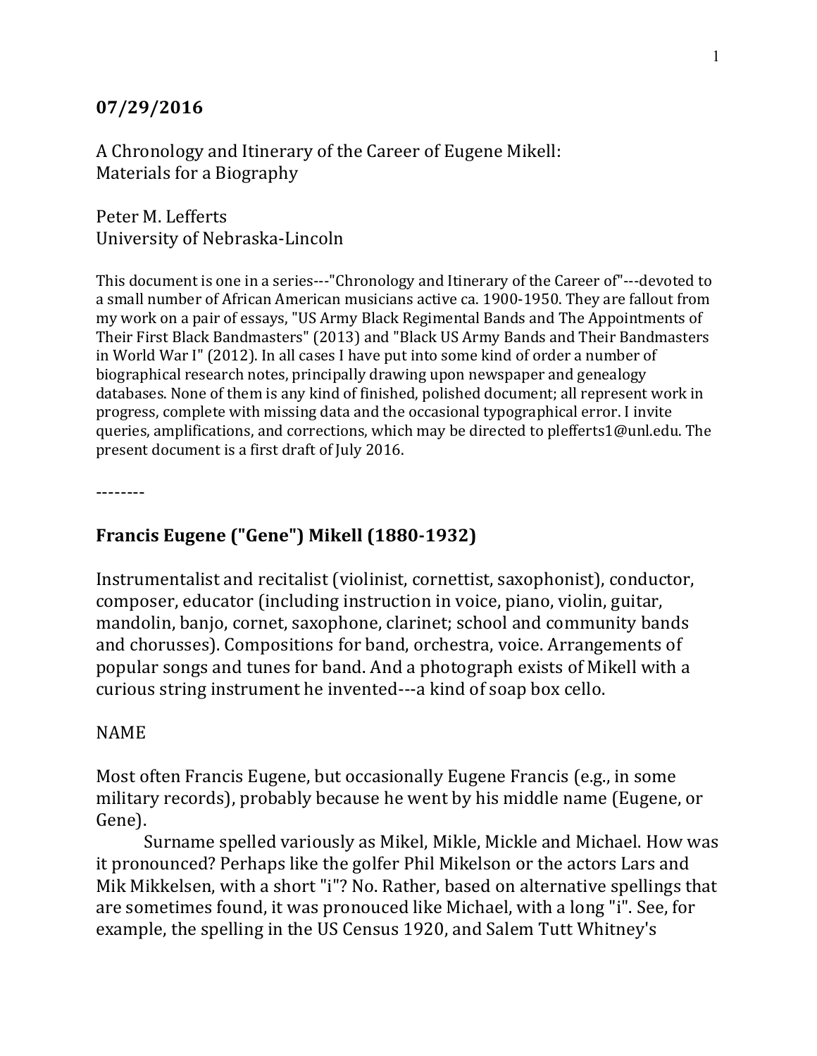**07/29/2016**

A Chronology and Itinerary of the Career of Eugene Mikell:
Materials for a Biography

Peter M. Lefferts
University of Nebraska-Lincoln

This document is one in a series---"Chronology and Itinerary of the Career of"---devoted to a small number of African American musicians active ca. 1900-1950. They are fallout from my work on a pair of essays, "US Army Black Regimental Bands and The Appointments of Their First Black Bandmasters" (2013) and "Black US Army Bands and Their Bandmasters in World War I" (2012). In all cases I have put into some kind of order a number of biographical research notes, principally drawing upon newspaper and genealogy databases. None of them is any kind of finished, polished document; all represent work in progress, complete with missing data and the occasional typographical error. I invite queries, amplifications, and corrections, which may be directed to plefferts1@unl.edu. The present document is a first draft of July 2016.

--------

## Francis Eugene ("Gene") Mikell (1880-1932)

Instrumentalist and recitalist (violinist, cornettist, saxophonist), conductor, composer, educator (including instruction in voice, piano, violin, guitar, mandolin, banjo, cornet, saxophone, clarinet; school and community bands and chorusses). Compositions for band, orchestra, voice. Arrangements of popular songs and tunes for band. And a photograph exists of Mikell with a curious string instrument he invented---a kind of soap box cello.

NAME

Most often Francis Eugene, but occasionally Eugene Francis (e.g., in some military records), probably because he went by his middle name (Eugene, or Gene).

Surname spelled variously as Mikel, Mikle, Mickle and Michael. How was it pronounced? Perhaps like the golfer Phil Mikelson or the actors Lars and Mik Mikkelsen, with a short "i"? No. Rather, based on alternative spellings that are sometimes found, it was pronouced like Michael, with a long "i". See, for example, the spelling in the US Census 1920, and Salem Tutt Whitney's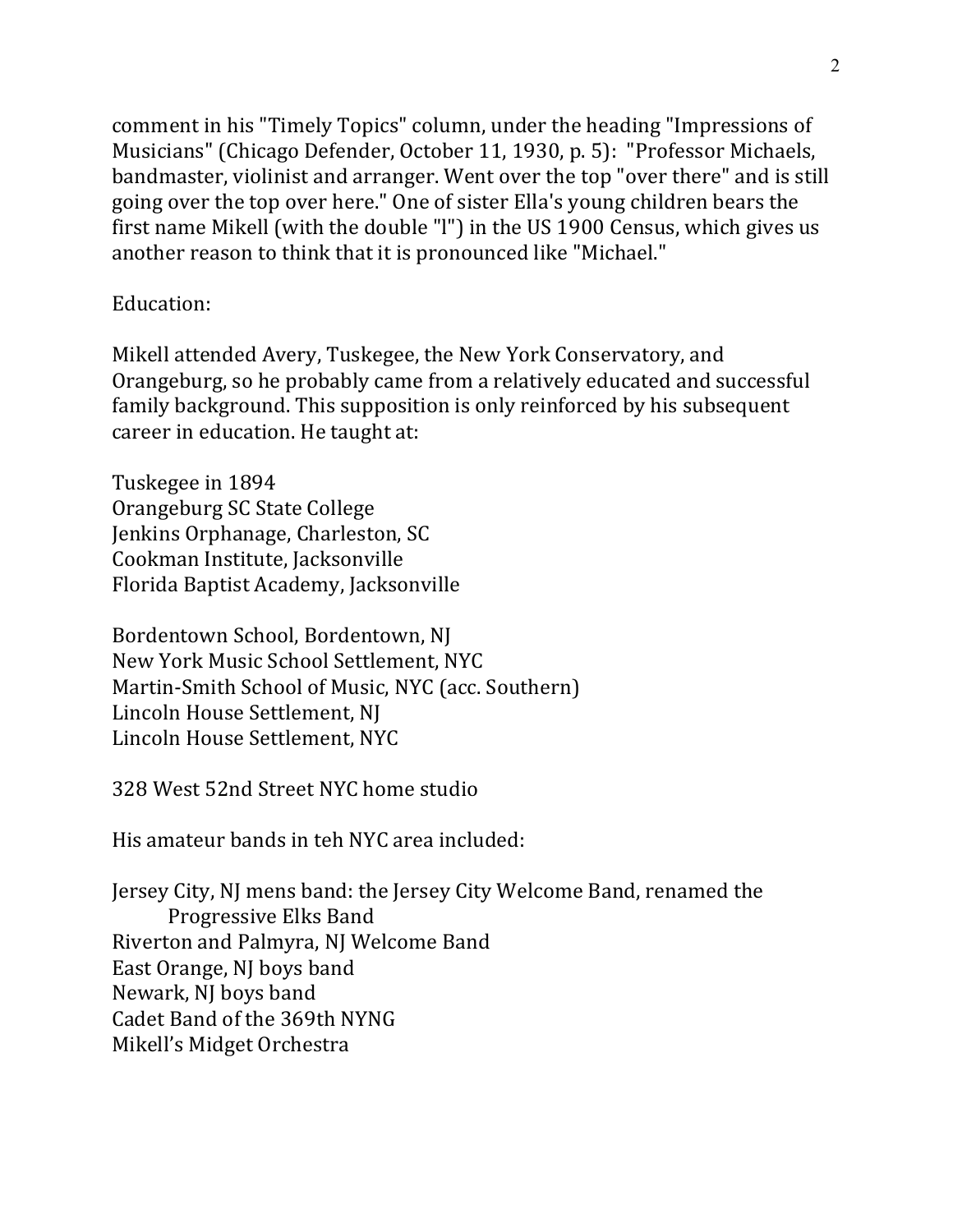comment in his "Timely Topics" column, under the heading "Impressions of Musicians" (Chicago Defender, October 11, 1930, p. 5): "Professor Michaels, bandmaster, violinist and arranger. Went over the top "over there" and is still going over the top over here." One of sister Ella's young children bears the first name Mikell (with the double "l") in the US 1900 Census, which gives us another reason to think that it is pronounced like "Michael."

Education:

Mikell attended Avery, Tuskegee, the New York Conservatory, and Orangeburg, so he probably came from a relatively educated and successful family background. This supposition is only reinforced by his subsequent career in education. He taught at:

Tuskegee in 1894
Orangeburg SC State College
Jenkins Orphanage, Charleston, SC
Cookman Institute, Jacksonville
Florida Baptist Academy, Jacksonville

Bordentown School, Bordentown, NJ
New York Music School Settlement, NYC
Martin-Smith School of Music, NYC (acc. Southern)
Lincoln House Settlement, NJ
Lincoln House Settlement, NYC

328 West 52nd Street NYC home studio

His amateur bands in teh NYC area included:

Jersey City, NJ mens band: the Jersey City Welcome Band, renamed the
    Progressive Elks Band
Riverton and Palmyra, NJ Welcome Band
East Orange, NJ boys band
Newark, NJ boys band
Cadet Band of the 369th NYNG
Mikell's Midget Orchestra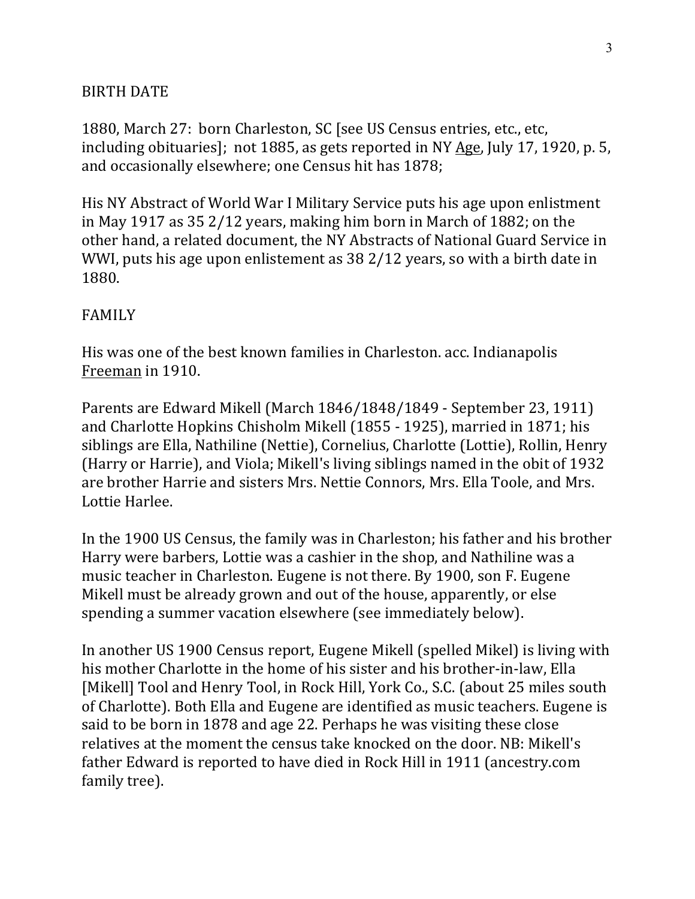BIRTH DATE

1880, March 27: born Charleston, SC [see US Census entries, etc., etc, including obituaries]; not 1885, as gets reported in NY Age, July 17, 1920, p. 5, and occasionally elsewhere; one Census hit has 1878;

His NY Abstract of World War I Military Service puts his age upon enlistment in May 1917 as 35 2/12 years, making him born in March of 1882; on the other hand, a related document, the NY Abstracts of National Guard Service in WWI, puts his age upon enlistement as 38 2/12 years, so with a birth date in 1880.

FAMILY

His was one of the best known families in Charleston. acc. Indianapolis Freeman in 1910.

Parents are Edward Mikell (March 1846/1848/1849 - September 23, 1911) and Charlotte Hopkins Chisholm Mikell (1855 - 1925), married in 1871; his siblings are Ella, Nathiline (Nettie), Cornelius, Charlotte (Lottie), Rollin, Henry (Harry or Harrie), and Viola; Mikell's living siblings named in the obit of 1932 are brother Harrie and sisters Mrs. Nettie Connors, Mrs. Ella Toole, and Mrs. Lottie Harlee.

In the 1900 US Census, the family was in Charleston; his father and his brother Harry were barbers, Lottie was a cashier in the shop, and Nathiline was a music teacher in Charleston. Eugene is not there. By 1900, son F. Eugene Mikell must be already grown and out of the house, apparently, or else spending a summer vacation elsewhere (see immediately below).

In another US 1900 Census report, Eugene Mikell (spelled Mikel) is living with his mother Charlotte in the home of his sister and his brother-in-law, Ella [Mikell] Tool and Henry Tool, in Rock Hill, York Co., S.C. (about 25 miles south of Charlotte). Both Ella and Eugene are identified as music teachers. Eugene is said to be born in 1878 and age 22. Perhaps he was visiting these close relatives at the moment the census take knocked on the door. NB: Mikell's father Edward is reported to have died in Rock Hill in 1911 (ancestry.com family tree).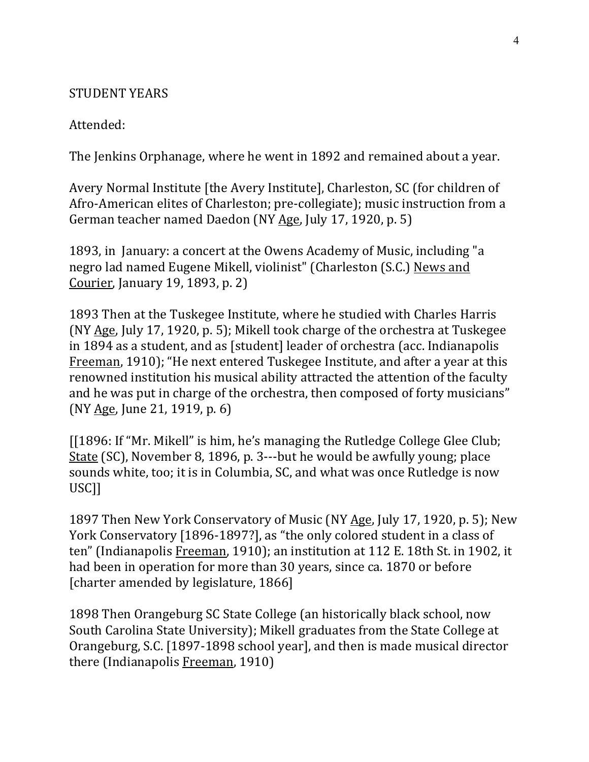STUDENT YEARS

Attended:

The Jenkins Orphanage, where he went in 1892 and remained about a year.

Avery Normal Institute [the Avery Institute], Charleston, SC (for children of Afro-American elites of Charleston; pre-collegiate); music instruction from a German teacher named Daedon (NY Age, July 17, 1920, p. 5)

1893, in January: a concert at the Owens Academy of Music, including "a negro lad named Eugene Mikell, violinist" (Charleston (S.C.) News and Courier, January 19, 1893, p. 2)

1893 Then at the Tuskegee Institute, where he studied with Charles Harris (NY Age, July 17, 1920, p. 5); Mikell took charge of the orchestra at Tuskegee in 1894 as a student, and as [student] leader of orchestra (acc. Indianapolis Freeman, 1910); "He next entered Tuskegee Institute, and after a year at this renowned institution his musical ability attracted the attention of the faculty and he was put in charge of the orchestra, then composed of forty musicians" (NY Age, June 21, 1919, p. 6)

[[1896: If "Mr. Mikell" is him, he's managing the Rutledge College Glee Club; State (SC), November 8, 1896, p. 3---but he would be awfully young; place sounds white, too; it is in Columbia, SC, and what was once Rutledge is now USC]]

1897 Then New York Conservatory of Music (NY Age, July 17, 1920, p. 5); New York Conservatory [1896-1897?], as "the only colored student in a class of ten" (Indianapolis Freeman, 1910); an institution at 112 E. 18th St. in 1902, it had been in operation for more than 30 years, since ca. 1870 or before [charter amended by legislature, 1866]

1898 Then Orangeburg SC State College (an historically black school, now South Carolina State University); Mikell graduates from the State College at Orangeburg, S.C. [1897-1898 school year], and then is made musical director there (Indianapolis Freeman, 1910)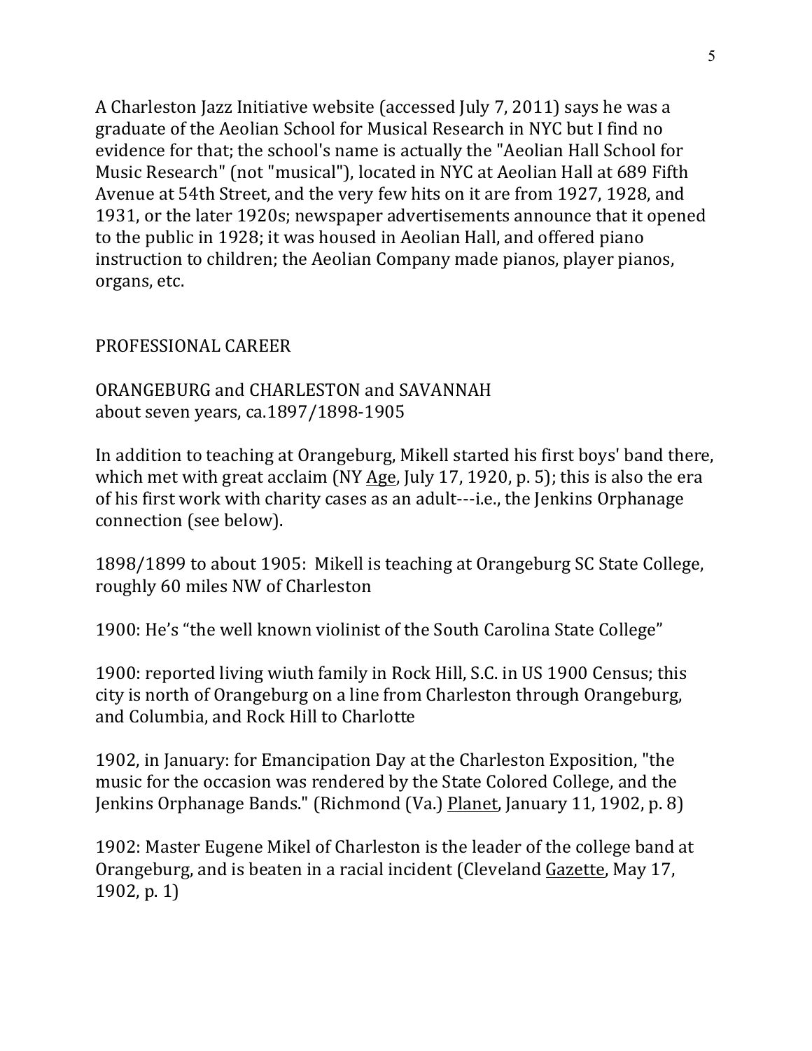A Charleston Jazz Initiative website (accessed July 7, 2011) says he was a graduate of the Aeolian School for Musical Research in NYC but I find no evidence for that; the school's name is actually the "Aeolian Hall School for Music Research" (not "musical"), located in NYC at Aeolian Hall at 689 Fifth Avenue at 54th Street, and the very few hits on it are from 1927, 1928, and 1931, or the later 1920s; newspaper advertisements announce that it opened to the public in 1928; it was housed in Aeolian Hall, and offered piano instruction to children; the Aeolian Company made pianos, player pianos, organs, etc.

## PROFESSIONAL CAREER

### ORANGEBURG and CHARLESTON and SAVANNAH
about seven years, ca.1897/1898-1905

In addition to teaching at Orangeburg, Mikell started his first boys' band there, which met with great acclaim (NY Age, July 17, 1920, p. 5); this is also the era of his first work with charity cases as an adult---i.e., the Jenkins Orphanage connection (see below).

1898/1899 to about 1905: Mikell is teaching at Orangeburg SC State College, roughly 60 miles NW of Charleston

1900: He's "the well known violinist of the South Carolina State College"

1900: reported living wiuth family in Rock Hill, S.C. in US 1900 Census; this city is north of Orangeburg on a line from Charleston through Orangeburg, and Columbia, and Rock Hill to Charlotte

1902, in January: for Emancipation Day at the Charleston Exposition, "the music for the occasion was rendered by the State Colored College, and the Jenkins Orphanage Bands." (Richmond (Va.) Planet, January 11, 1902, p. 8)

1902: Master Eugene Mikel of Charleston is the leader of the college band at Orangeburg, and is beaten in a racial incident (Cleveland Gazette, May 17, 1902, p. 1)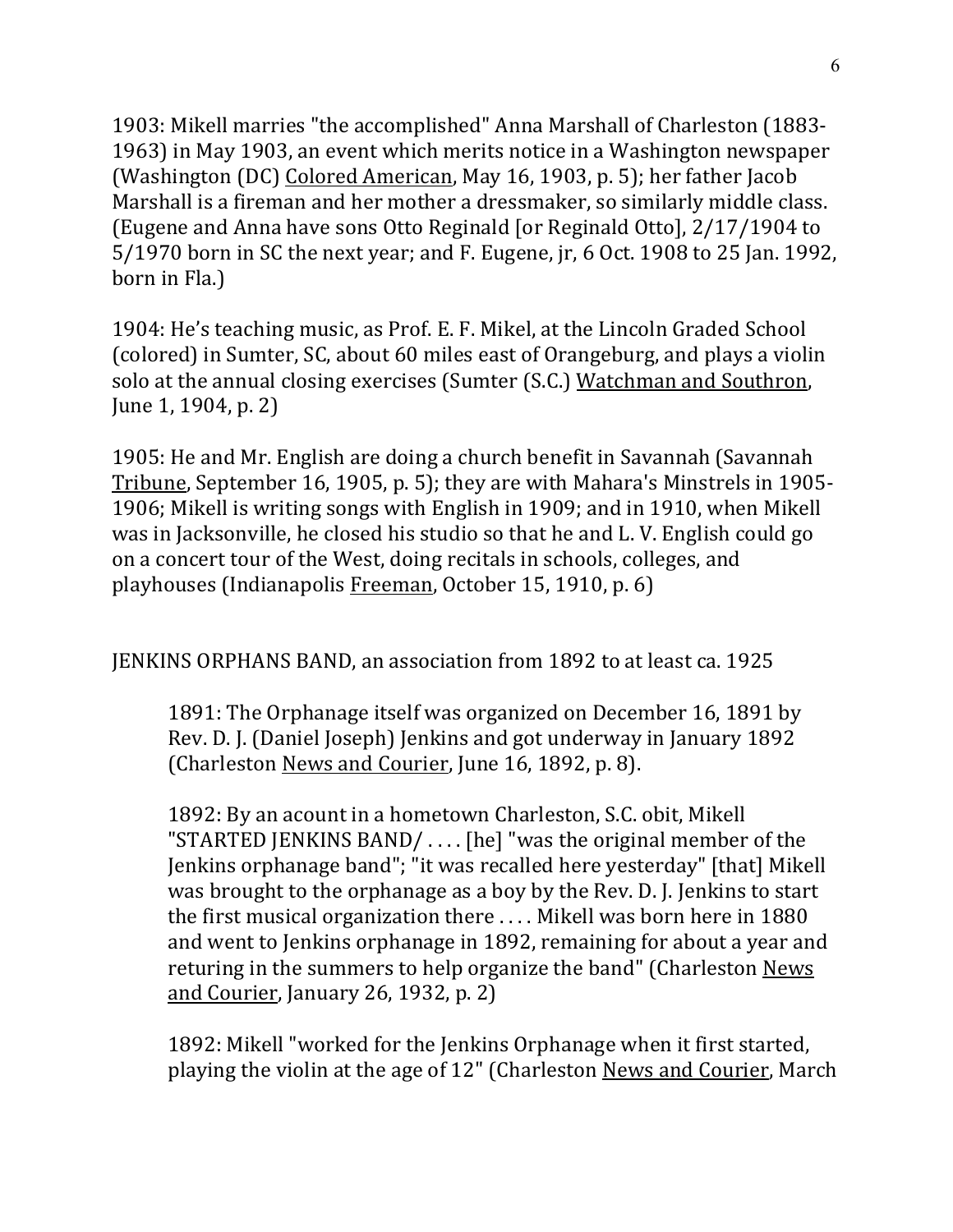1903: Mikell marries "the accomplished" Anna Marshall of Charleston (1883-1963) in May 1903, an event which merits notice in a Washington newspaper (Washington (DC) Colored American, May 16, 1903, p. 5); her father Jacob Marshall is a fireman and her mother a dressmaker, so similarly middle class. (Eugene and Anna have sons Otto Reginald [or Reginald Otto], 2/17/1904 to 5/1970 born in SC the next year; and F. Eugene, jr, 6 Oct. 1908 to 25 Jan. 1992, born in Fla.)

1904: He's teaching music, as Prof. E. F. Mikel, at the Lincoln Graded School (colored) in Sumter, SC, about 60 miles east of Orangeburg, and plays a violin solo at the annual closing exercises (Sumter (S.C.) Watchman and Southron, June 1, 1904, p. 2)

1905: He and Mr. English are doing a church benefit in Savannah (Savannah Tribune, September 16, 1905, p. 5); they are with Mahara's Minstrels in 1905-1906; Mikell is writing songs with English in 1909; and in 1910, when Mikell was in Jacksonville, he closed his studio so that he and L. V. English could go on a concert tour of the West, doing recitals in schools, colleges, and playhouses (Indianapolis Freeman, October 15, 1910, p. 6)

JENKINS ORPHANS BAND, an association from 1892 to at least ca. 1925

> 1891: The Orphanage itself was organized on December 16, 1891 by Rev. D. J. (Daniel Joseph) Jenkins and got underway in January 1892 (Charleston News and Courier, June 16, 1892, p. 8).
>
> 1892: By an acount in a hometown Charleston, S.C. obit, Mikell "STARTED JENKINS BAND/ . . . . [he] "was the original member of the Jenkins orphanage band"; "it was recalled here yesterday" [that] Mikell was brought to the orphanage as a boy by the Rev. D. J. Jenkins to start the first musical organization there . . . . Mikell was born here in 1880 and went to Jenkins orphanage in 1892, remaining for about a year and returing in the summers to help organize the band" (Charleston News and Courier, January 26, 1932, p. 2)
>
> 1892: Mikell "worked for the Jenkins Orphanage when it first started, playing the violin at the age of 12" (Charleston News and Courier, March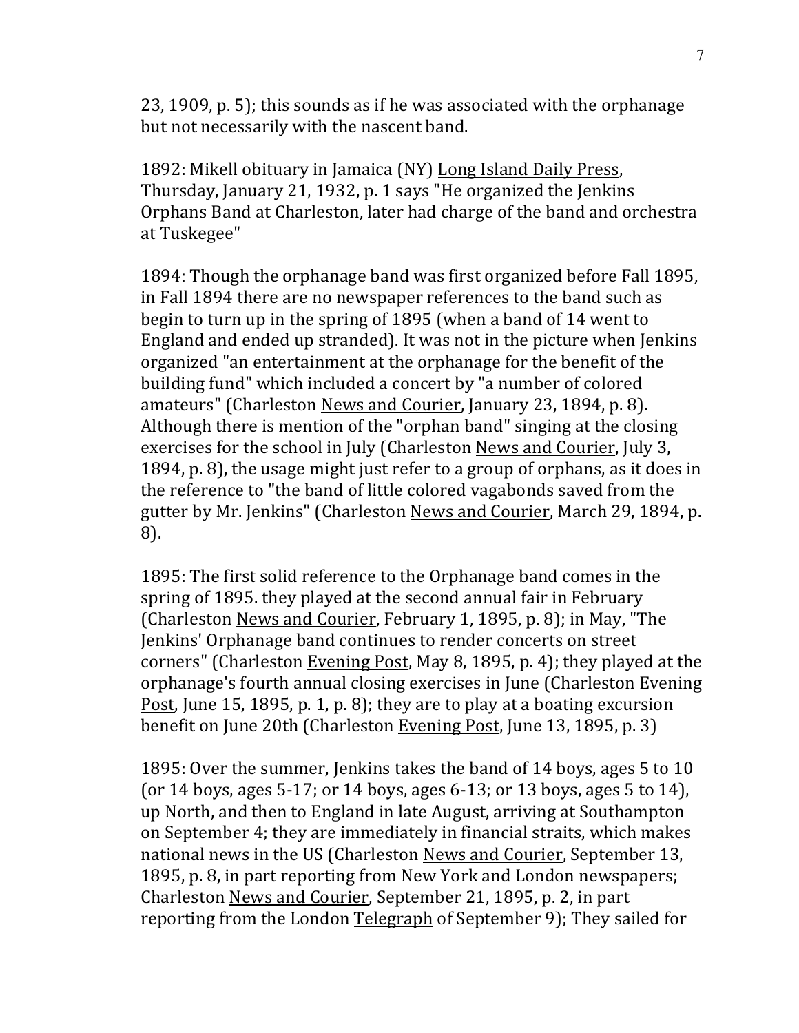23, 1909, p. 5); this sounds as if he was associated with the orphanage but not necessarily with the nascent band.

1892: Mikell obituary in Jamaica (NY) Long Island Daily Press, Thursday, January 21, 1932, p. 1 says "He organized the Jenkins Orphans Band at Charleston, later had charge of the band and orchestra at Tuskegee"

1894: Though the orphanage band was first organized before Fall 1895, in Fall 1894 there are no newspaper references to the band such as begin to turn up in the spring of 1895 (when a band of 14 went to England and ended up stranded). It was not in the picture when Jenkins organized "an entertainment at the orphanage for the benefit of the building fund" which included a concert by "a number of colored amateurs" (Charleston News and Courier, January 23, 1894, p. 8). Although there is mention of the "orphan band" singing at the closing exercises for the school in July (Charleston News and Courier, July 3, 1894, p. 8), the usage might just refer to a group of orphans, as it does in the reference to "the band of little colored vagabonds saved from the gutter by Mr. Jenkins" (Charleston News and Courier, March 29, 1894, p. 8).

1895: The first solid reference to the Orphanage band comes in the spring of 1895. they played at the second annual fair in February (Charleston News and Courier, February 1, 1895, p. 8); in May, "The Jenkins' Orphanage band continues to render concerts on street corners" (Charleston Evening Post, May 8, 1895, p. 4); they played at the orphanage's fourth annual closing exercises in June (Charleston Evening Post, June 15, 1895, p. 1, p. 8); they are to play at a boating excursion benefit on June 20th (Charleston Evening Post, June 13, 1895, p. 3)

1895: Over the summer, Jenkins takes the band of 14 boys, ages 5 to 10 (or 14 boys, ages 5-17; or 14 boys, ages 6-13; or 13 boys, ages 5 to 14), up North, and then to England in late August, arriving at Southampton on September 4; they are immediately in financial straits, which makes national news in the US (Charleston News and Courier, September 13, 1895, p. 8, in part reporting from New York and London newspapers; Charleston News and Courier, September 21, 1895, p. 2, in part reporting from the London Telegraph of September 9); They sailed for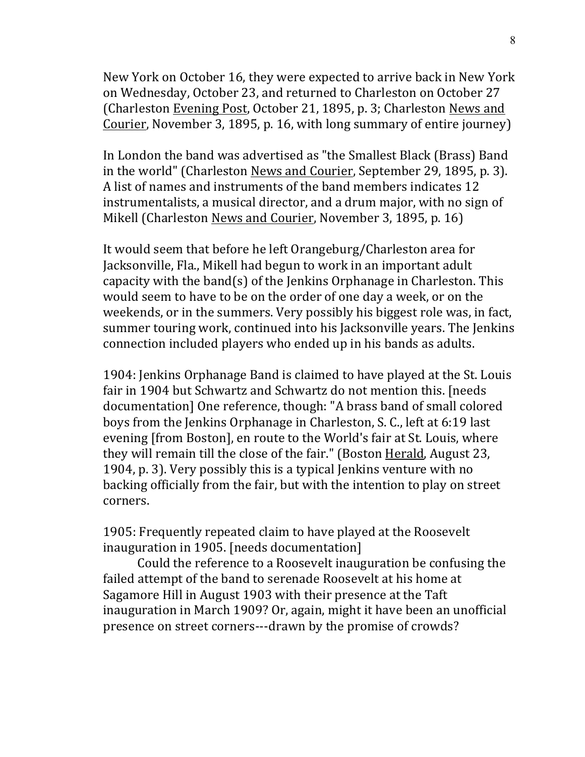New York on October 16, they were expected to arrive back in New York on Wednesday, October 23, and returned to Charleston on October 27 (Charleston Evening Post, October 21, 1895, p. 3; Charleston News and Courier, November 3, 1895, p. 16, with long summary of entire journey)

In London the band was advertised as "the Smallest Black (Brass) Band in the world" (Charleston News and Courier, September 29, 1895, p. 3). A list of names and instruments of the band members indicates 12 instrumentalists, a musical director, and a drum major, with no sign of Mikell (Charleston News and Courier, November 3, 1895, p. 16)

It would seem that before he left Orangeburg/Charleston area for Jacksonville, Fla., Mikell had begun to work in an important adult capacity with the band(s) of the Jenkins Orphanage in Charleston. This would seem to have to be on the order of one day a week, or on the weekends, or in the summers. Very possibly his biggest role was, in fact, summer touring work, continued into his Jacksonville years. The Jenkins connection included players who ended up in his bands as adults.

1904: Jenkins Orphanage Band is claimed to have played at the St. Louis fair in 1904 but Schwartz and Schwartz do not mention this. [needs documentation] One reference, though: "A brass band of small colored boys from the Jenkins Orphanage in Charleston, S. C., left at 6:19 last evening [from Boston], en route to the World's fair at St. Louis, where they will remain till the close of the fair." (Boston Herald, August 23, 1904, p. 3). Very possibly this is a typical Jenkins venture with no backing officially from the fair, but with the intention to play on street corners.

1905: Frequently repeated claim to have played at the Roosevelt inauguration in 1905. [needs documentation]

Could the reference to a Roosevelt inauguration be confusing the failed attempt of the band to serenade Roosevelt at his home at Sagamore Hill in August 1903 with their presence at the Taft inauguration in March 1909? Or, again, might it have been an unofficial presence on street corners---drawn by the promise of crowds?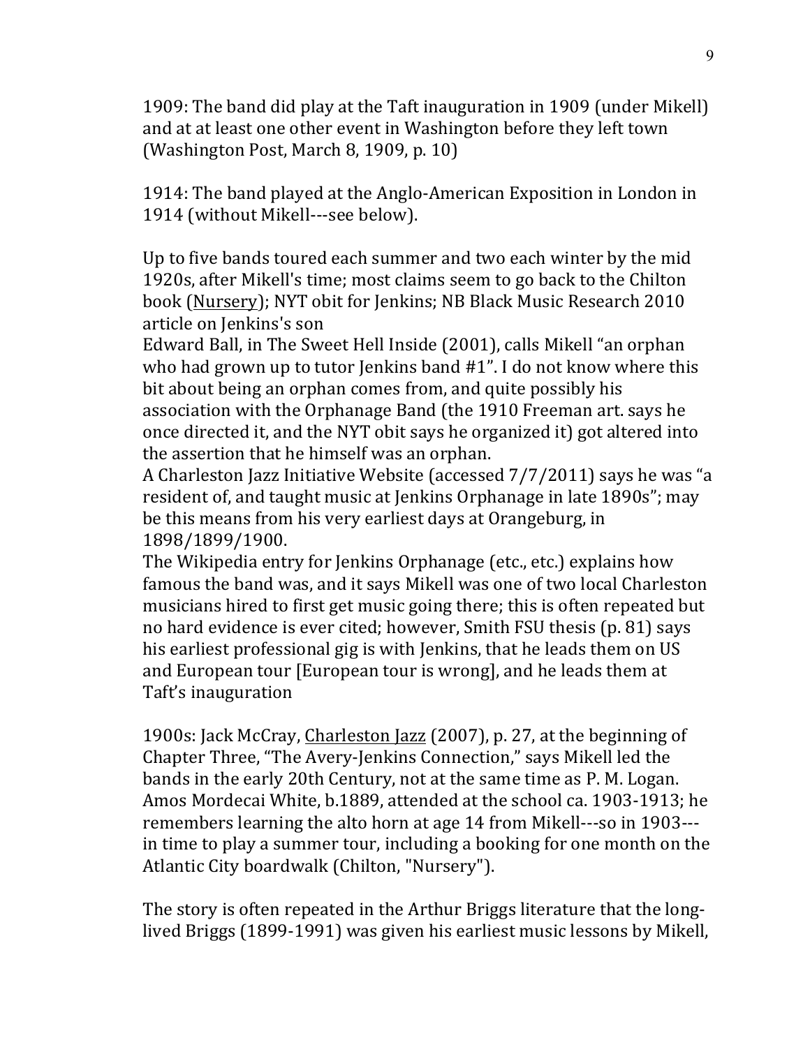1909: The band did play at the Taft inauguration in 1909 (under Mikell) and at at least one other event in Washington before they left town (Washington Post, March 8, 1909, p. 10)

1914: The band played at the Anglo-American Exposition in London in 1914 (without Mikell---see below).

Up to five bands toured each summer and two each winter by the mid 1920s, after Mikell's time; most claims seem to go back to the Chilton book (Nursery); NYT obit for Jenkins; NB Black Music Research 2010 article on Jenkins's son

Edward Ball, in The Sweet Hell Inside (2001), calls Mikell "an orphan who had grown up to tutor Jenkins band #1". I do not know where this bit about being an orphan comes from, and quite possibly his association with the Orphanage Band (the 1910 Freeman art. says he once directed it, and the NYT obit says he organized it) got altered into the assertion that he himself was an orphan.

A Charleston Jazz Initiative Website (accessed 7/7/2011) says he was "a resident of, and taught music at Jenkins Orphanage in late 1890s"; may be this means from his very earliest days at Orangeburg, in 1898/1899/1900.

The Wikipedia entry for Jenkins Orphanage (etc., etc.) explains how famous the band was, and it says Mikell was one of two local Charleston musicians hired to first get music going there; this is often repeated but no hard evidence is ever cited; however, Smith FSU thesis (p. 81) says his earliest professional gig is with Jenkins, that he leads them on US and European tour [European tour is wrong], and he leads them at Taft's inauguration

1900s: Jack McCray, Charleston Jazz (2007), p. 27, at the beginning of Chapter Three, "The Avery-Jenkins Connection," says Mikell led the bands in the early 20th Century, not at the same time as P. M. Logan. Amos Mordecai White, b.1889, attended at the school ca. 1903-1913; he remembers learning the alto horn at age 14 from Mikell---so in 1903---in time to play a summer tour, including a booking for one month on the Atlantic City boardwalk (Chilton, "Nursery").

The story is often repeated in the Arthur Briggs literature that the long-lived Briggs (1899-1991) was given his earliest music lessons by Mikell,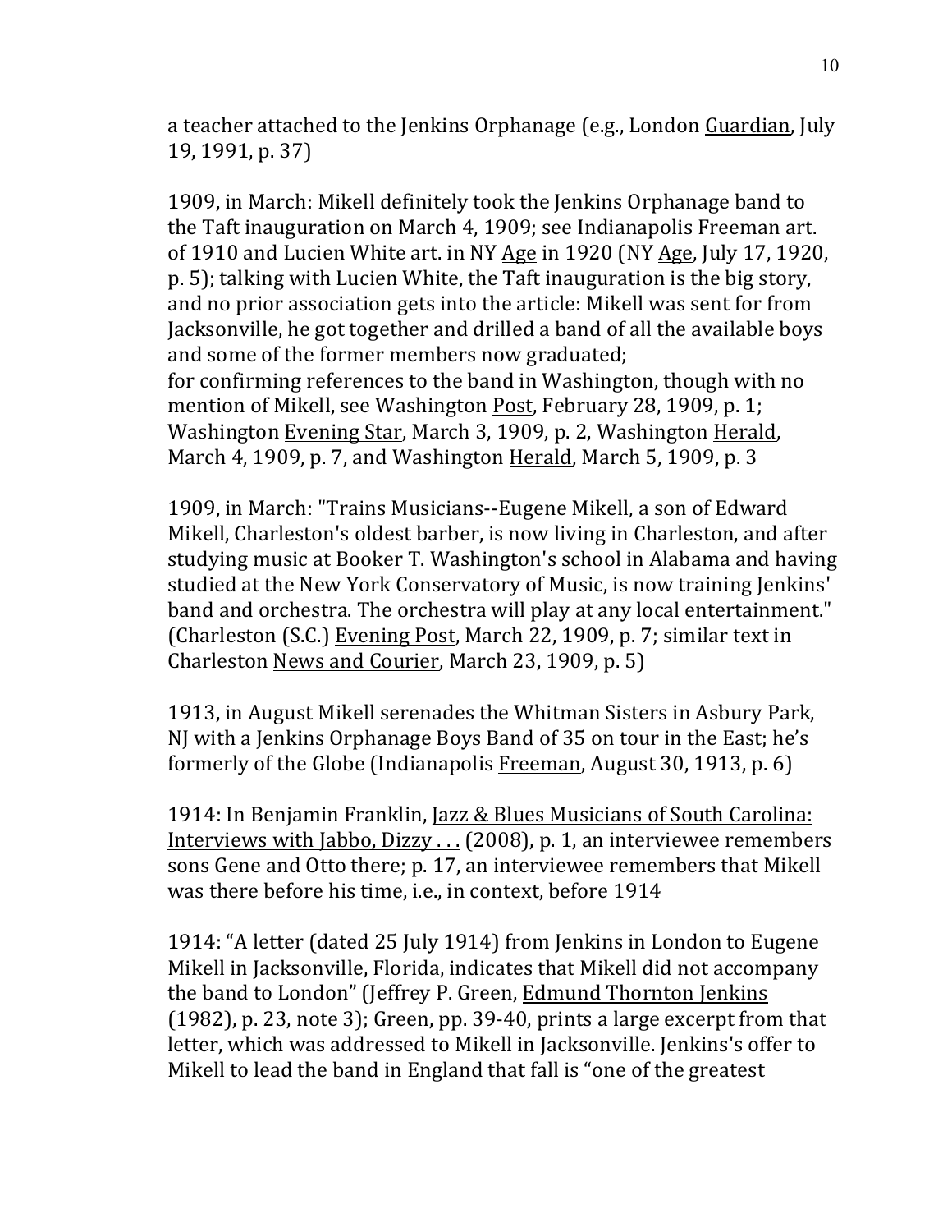a teacher attached to the Jenkins Orphanage (e.g., London Guardian, July 19, 1991, p. 37)

1909, in March: Mikell definitely took the Jenkins Orphanage band to the Taft inauguration on March 4, 1909; see Indianapolis Freeman art. of 1910 and Lucien White art. in NY Age in 1920 (NY Age, July 17, 1920, p. 5); talking with Lucien White, the Taft inauguration is the big story, and no prior association gets into the article: Mikell was sent for from Jacksonville, he got together and drilled a band of all the available boys and some of the former members now graduated;
for confirming references to the band in Washington, though with no mention of Mikell, see Washington Post, February 28, 1909, p. 1; Washington Evening Star, March 3, 1909, p. 2, Washington Herald, March 4, 1909, p. 7, and Washington Herald, March 5, 1909, p. 3

1909, in March: "Trains Musicians--Eugene Mikell, a son of Edward Mikell, Charleston's oldest barber, is now living in Charleston, and after studying music at Booker T. Washington's school in Alabama and having studied at the New York Conservatory of Music, is now training Jenkins' band and orchestra. The orchestra will play at any local entertainment." (Charleston (S.C.) Evening Post, March 22, 1909, p. 7; similar text in Charleston News and Courier, March 23, 1909, p. 5)

1913, in August Mikell serenades the Whitman Sisters in Asbury Park, NJ with a Jenkins Orphanage Boys Band of 35 on tour in the East; he's formerly of the Globe (Indianapolis Freeman, August 30, 1913, p. 6)

1914: In Benjamin Franklin, Jazz & Blues Musicians of South Carolina: Interviews with Jabbo, Dizzy . . . (2008), p. 1, an interviewee remembers sons Gene and Otto there; p. 17, an interviewee remembers that Mikell was there before his time, i.e., in context, before 1914

1914: "A letter (dated 25 July 1914) from Jenkins in London to Eugene Mikell in Jacksonville, Florida, indicates that Mikell did not accompany the band to London" (Jeffrey P. Green, Edmund Thornton Jenkins (1982), p. 23, note 3); Green, pp. 39-40, prints a large excerpt from that letter, which was addressed to Mikell in Jacksonville. Jenkins's offer to Mikell to lead the band in England that fall is "one of the greatest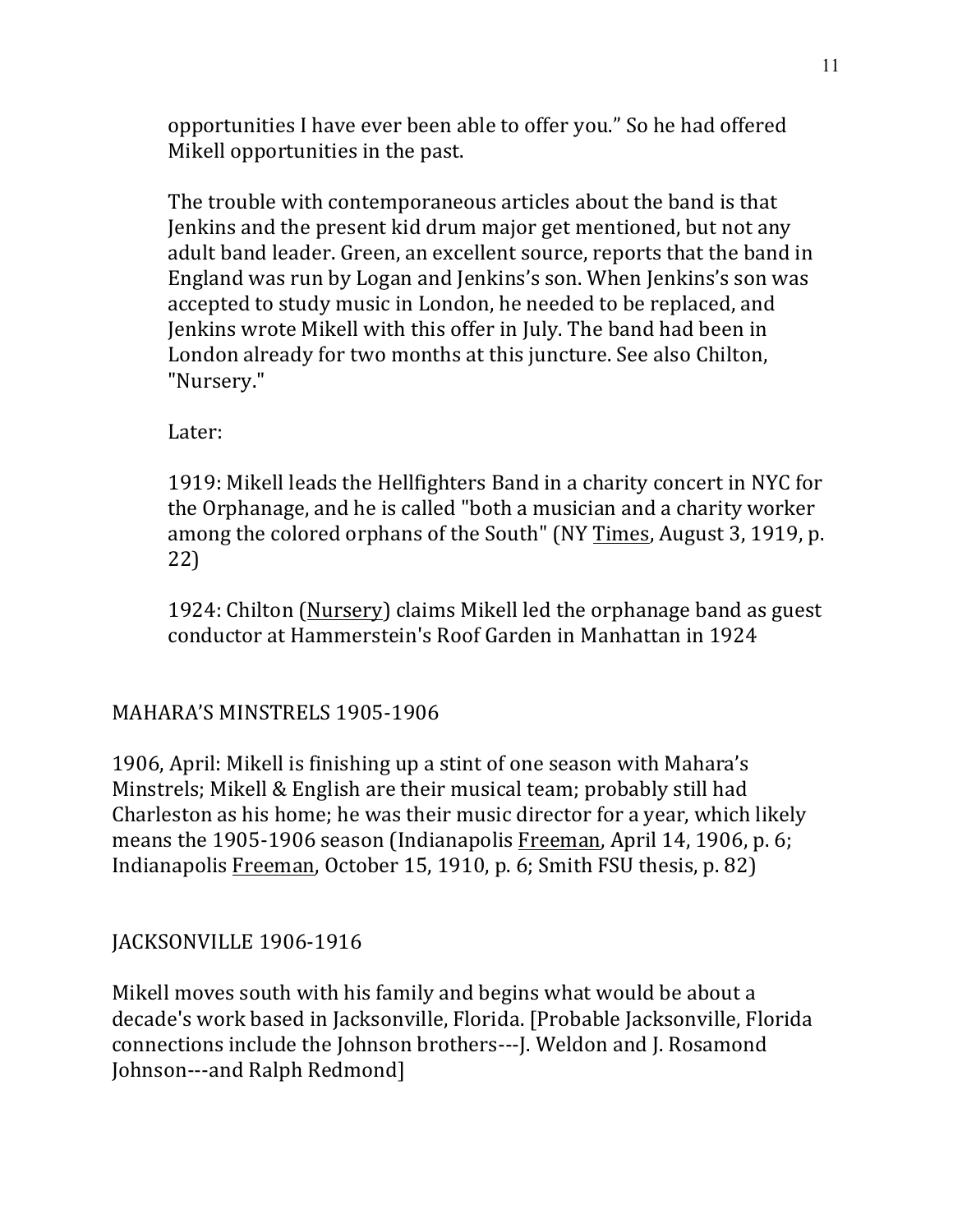opportunities I have ever been able to offer you." So he had offered Mikell opportunities in the past.

The trouble with contemporaneous articles about the band is that Jenkins and the present kid drum major get mentioned, but not any adult band leader. Green, an excellent source, reports that the band in England was run by Logan and Jenkins's son. When Jenkins's son was accepted to study music in London, he needed to be replaced, and Jenkins wrote Mikell with this offer in July. The band had been in London already for two months at this juncture. See also Chilton, "Nursery."

Later:

1919: Mikell leads the Hellfighters Band in a charity concert in NYC for the Orphanage, and he is called "both a musician and a charity worker among the colored orphans of the South" (NY Times, August 3, 1919, p. 22)

1924: Chilton (Nursery) claims Mikell led the orphanage band as guest conductor at Hammerstein's Roof Garden in Manhattan in 1924

## MAHARA'S MINSTRELS 1905-1906

1906, April: Mikell is finishing up a stint of one season with Mahara's Minstrels; Mikell & English are their musical team; probably still had Charleston as his home; he was their music director for a year, which likely means the 1905-1906 season (Indianapolis Freeman, April 14, 1906, p. 6; Indianapolis Freeman, October 15, 1910, p. 6; Smith FSU thesis, p. 82)

## JACKSONVILLE 1906-1916

Mikell moves south with his family and begins what would be about a decade's work based in Jacksonville, Florida. [Probable Jacksonville, Florida connections include the Johnson brothers---J. Weldon and J. Rosamond Johnson---and Ralph Redmond]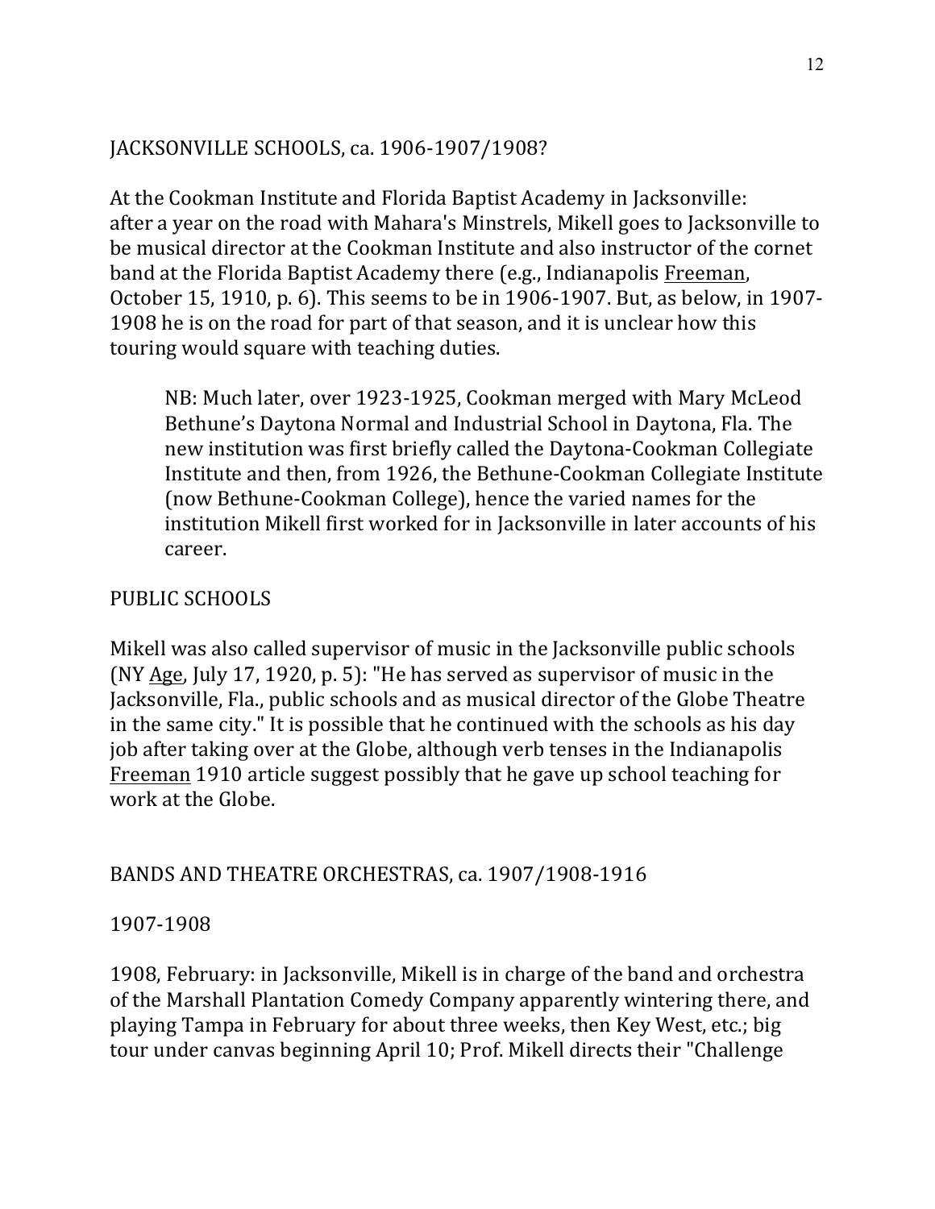## JACKSONVILLE SCHOOLS, ca. 1906-1907/1908?

At the Cookman Institute and Florida Baptist Academy in Jacksonville: after a year on the road with Mahara's Minstrels, Mikell goes to Jacksonville to be musical director at the Cookman Institute and also instructor of the cornet band at the Florida Baptist Academy there (e.g., Indianapolis Freeman, October 15, 1910, p. 6). This seems to be in 1906-1907. But, as below, in 1907-1908 he is on the road for part of that season, and it is unclear how this touring would square with teaching duties.

> NB: Much later, over 1923-1925, Cookman merged with Mary McLeod Bethune's Daytona Normal and Industrial School in Daytona, Fla. The new institution was first briefly called the Daytona-Cookman Collegiate Institute and then, from 1926, the Bethune-Cookman Collegiate Institute (now Bethune-Cookman College), hence the varied names for the institution Mikell first worked for in Jacksonville in later accounts of his career.

## PUBLIC SCHOOLS

Mikell was also called supervisor of music in the Jacksonville public schools (NY Age, July 17, 1920, p. 5): "He has served as supervisor of music in the Jacksonville, Fla., public schools and as musical director of the Globe Theatre in the same city." It is possible that he continued with the schools as his day job after taking over at the Globe, although verb tenses in the Indianapolis Freeman 1910 article suggest possibly that he gave up school teaching for work at the Globe.

## BANDS AND THEATRE ORCHESTRAS, ca. 1907/1908-1916

### 1907-1908

1908, February: in Jacksonville, Mikell is in charge of the band and orchestra of the Marshall Plantation Comedy Company apparently wintering there, and playing Tampa in February for about three weeks, then Key West, etc.; big tour under canvas beginning April 10; Prof. Mikell directs their "Challenge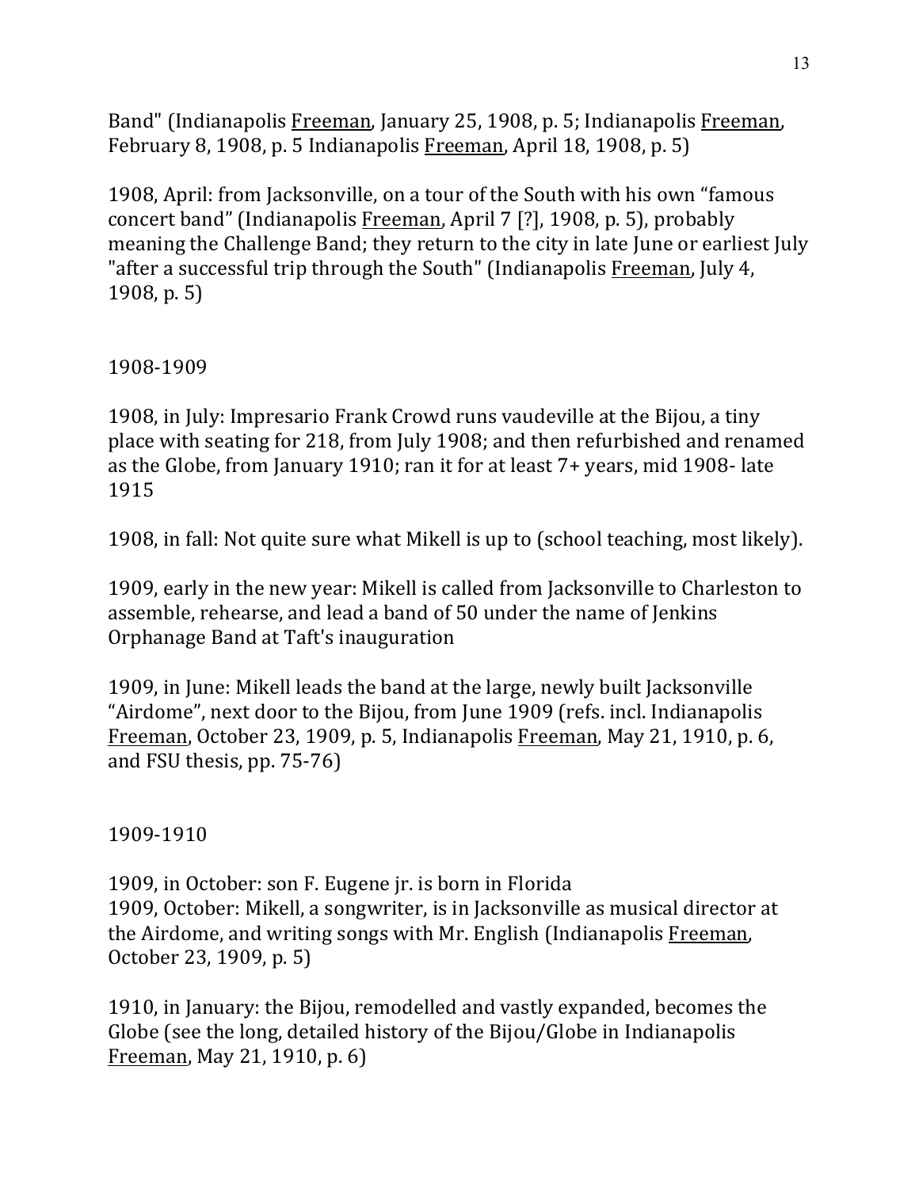Band" (Indianapolis Freeman, January 25, 1908, p. 5; Indianapolis Freeman, February 8, 1908, p. 5 Indianapolis Freeman, April 18, 1908, p. 5)

1908, April: from Jacksonville, on a tour of the South with his own "famous concert band" (Indianapolis Freeman, April 7 [?], 1908, p. 5), probably meaning the Challenge Band; they return to the city in late June or earliest July "after a successful trip through the South" (Indianapolis Freeman, July 4, 1908, p. 5)

1908-1909

1908, in July: Impresario Frank Crowd runs vaudeville at the Bijou, a tiny place with seating for 218, from July 1908; and then refurbished and renamed as the Globe, from January 1910; ran it for at least 7+ years, mid 1908- late 1915

1908, in fall: Not quite sure what Mikell is up to (school teaching, most likely).

1909, early in the new year: Mikell is called from Jacksonville to Charleston to assemble, rehearse, and lead a band of 50 under the name of Jenkins Orphanage Band at Taft's inauguration

1909, in June: Mikell leads the band at the large, newly built Jacksonville "Airdome", next door to the Bijou, from June 1909 (refs. incl. Indianapolis Freeman, October 23, 1909, p. 5, Indianapolis Freeman, May 21, 1910, p. 6, and FSU thesis, pp. 75-76)

1909-1910

1909, in October: son F. Eugene jr. is born in Florida
1909, October: Mikell, a songwriter, is in Jacksonville as musical director at the Airdome, and writing songs with Mr. English (Indianapolis Freeman, October 23, 1909, p. 5)

1910, in January: the Bijou, remodelled and vastly expanded, becomes the Globe (see the long, detailed history of the Bijou/Globe in Indianapolis Freeman, May 21, 1910, p. 6)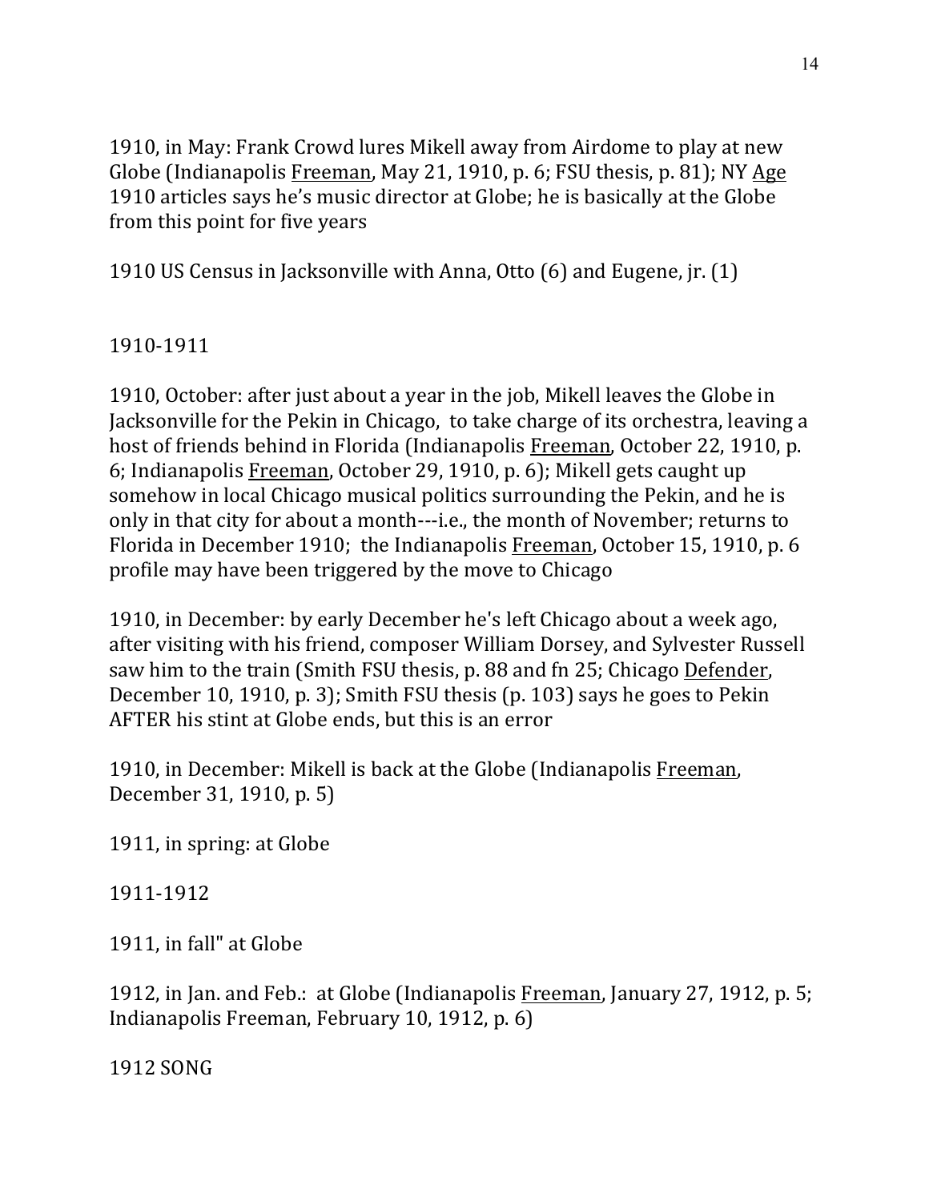1910, in May: Frank Crowd lures Mikell away from Airdome to play at new Globe (Indianapolis Freeman, May 21, 1910, p. 6; FSU thesis, p. 81); NY Age 1910 articles says he's music director at Globe; he is basically at the Globe from this point for five years

1910 US Census in Jacksonville with Anna, Otto (6) and Eugene, jr. (1)

1910-1911

1910, October: after just about a year in the job, Mikell leaves the Globe in Jacksonville for the Pekin in Chicago, to take charge of its orchestra, leaving a host of friends behind in Florida (Indianapolis Freeman, October 22, 1910, p. 6; Indianapolis Freeman, October 29, 1910, p. 6); Mikell gets caught up somehow in local Chicago musical politics surrounding the Pekin, and he is only in that city for about a month---i.e., the month of November; returns to Florida in December 1910; the Indianapolis Freeman, October 15, 1910, p. 6 profile may have been triggered by the move to Chicago

1910, in December: by early December he's left Chicago about a week ago, after visiting with his friend, composer William Dorsey, and Sylvester Russell saw him to the train (Smith FSU thesis, p. 88 and fn 25; Chicago Defender, December 10, 1910, p. 3); Smith FSU thesis (p. 103) says he goes to Pekin AFTER his stint at Globe ends, but this is an error

1910, in December: Mikell is back at the Globe (Indianapolis Freeman, December 31, 1910, p. 5)

1911, in spring: at Globe

1911-1912

1911, in fall" at Globe

1912, in Jan. and Feb.: at Globe (Indianapolis Freeman, January 27, 1912, p. 5; Indianapolis Freeman, February 10, 1912, p. 6)

1912 SONG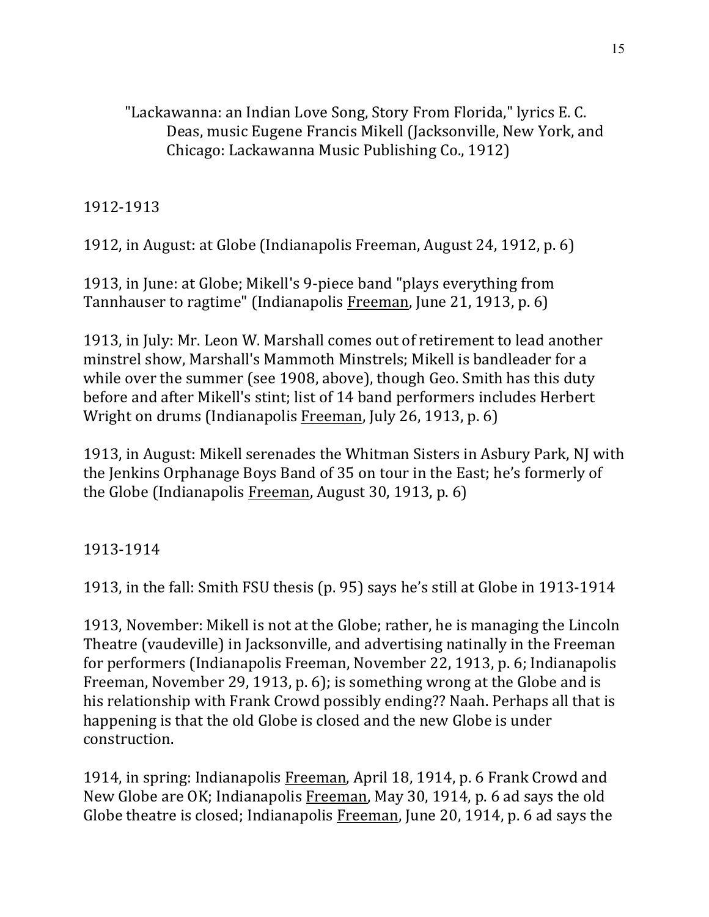"Lackawanna: an Indian Love Song, Story From Florida," lyrics E. C. Deas, music Eugene Francis Mikell (Jacksonville, New York, and Chicago: Lackawanna Music Publishing Co., 1912)

1912-1913

1912, in August: at Globe (Indianapolis Freeman, August 24, 1912, p. 6)

1913, in June: at Globe; Mikell's 9-piece band "plays everything from Tannhauser to ragtime" (Indianapolis Freeman, June 21, 1913, p. 6)

1913, in July: Mr. Leon W. Marshall comes out of retirement to lead another minstrel show, Marshall's Mammoth Minstrels; Mikell is bandleader for a while over the summer (see 1908, above), though Geo. Smith has this duty before and after Mikell's stint; list of 14 band performers includes Herbert Wright on drums (Indianapolis Freeman, July 26, 1913, p. 6)

1913, in August: Mikell serenades the Whitman Sisters in Asbury Park, NJ with the Jenkins Orphanage Boys Band of 35 on tour in the East; he's formerly of the Globe (Indianapolis Freeman, August 30, 1913, p. 6)

1913-1914

1913, in the fall: Smith FSU thesis (p. 95) says he's still at Globe in 1913-1914

1913, November: Mikell is not at the Globe; rather, he is managing the Lincoln Theatre (vaudeville) in Jacksonville, and advertising natinally in the Freeman for performers (Indianapolis Freeman, November 22, 1913, p. 6; Indianapolis Freeman, November 29, 1913, p. 6); is something wrong at the Globe and is his relationship with Frank Crowd possibly ending?? Naah. Perhaps all that is happening is that the old Globe is closed and the new Globe is under construction.

1914, in spring: Indianapolis Freeman, April 18, 1914, p. 6 Frank Crowd and New Globe are OK; Indianapolis Freeman, May 30, 1914, p. 6 ad says the old Globe theatre is closed; Indianapolis Freeman, June 20, 1914, p. 6 ad says the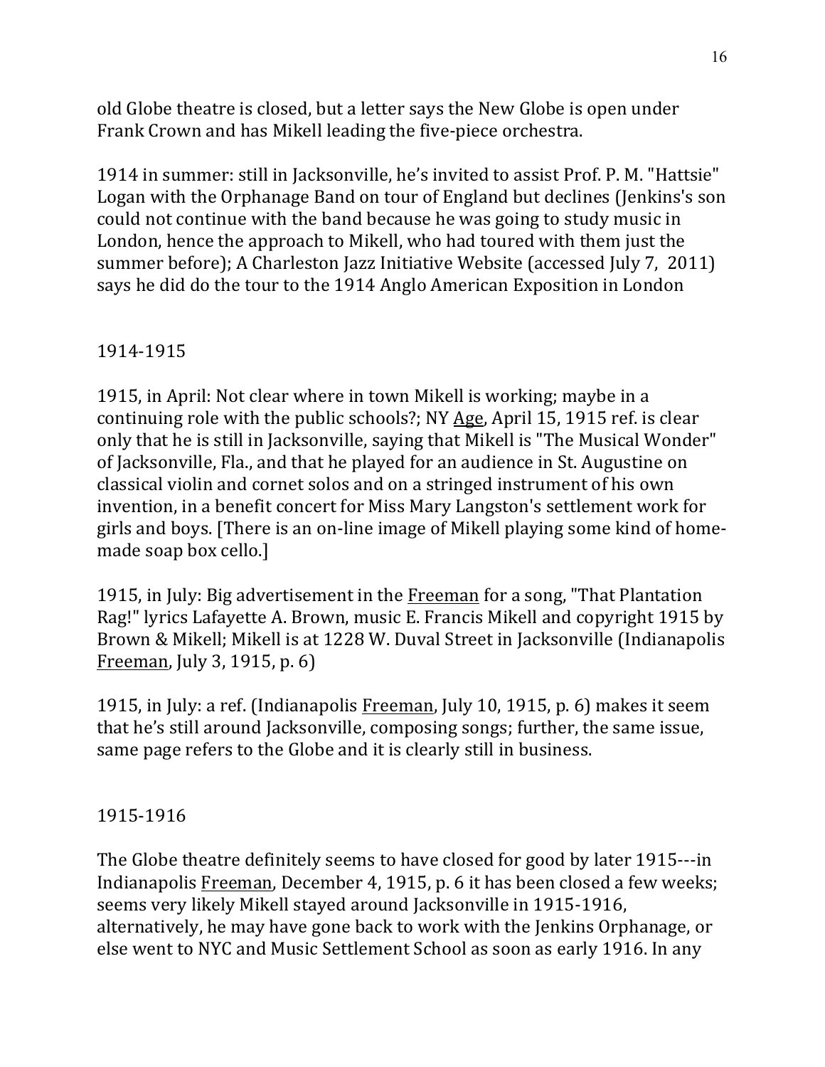old Globe theatre is closed, but a letter says the New Globe is open under Frank Crown and has Mikell leading the five-piece orchestra.

1914 in summer: still in Jacksonville, he's invited to assist Prof. P. M. "Hattsie" Logan with the Orphanage Band on tour of England but declines (Jenkins's son could not continue with the band because he was going to study music in London, hence the approach to Mikell, who had toured with them just the summer before); A Charleston Jazz Initiative Website (accessed July 7, 2011) says he did do the tour to the 1914 Anglo American Exposition in London

1914-1915

1915, in April: Not clear where in town Mikell is working; maybe in a continuing role with the public schools?; NY Age, April 15, 1915 ref. is clear only that he is still in Jacksonville, saying that Mikell is "The Musical Wonder" of Jacksonville, Fla., and that he played for an audience in St. Augustine on classical violin and cornet solos and on a stringed instrument of his own invention, in a benefit concert for Miss Mary Langston's settlement work for girls and boys. [There is an on-line image of Mikell playing some kind of home-made soap box cello.]

1915, in July: Big advertisement in the Freeman for a song, "That Plantation Rag!" lyrics Lafayette A. Brown, music E. Francis Mikell and copyright 1915 by Brown & Mikell; Mikell is at 1228 W. Duval Street in Jacksonville (Indianapolis Freeman, July 3, 1915, p. 6)

1915, in July: a ref. (Indianapolis Freeman, July 10, 1915, p. 6) makes it seem that he's still around Jacksonville, composing songs; further, the same issue, same page refers to the Globe and it is clearly still in business.

1915-1916

The Globe theatre definitely seems to have closed for good by later 1915---in Indianapolis Freeman, December 4, 1915, p. 6 it has been closed a few weeks; seems very likely Mikell stayed around Jacksonville in 1915-1916, alternatively, he may have gone back to work with the Jenkins Orphanage, or else went to NYC and Music Settlement School as soon as early 1916. In any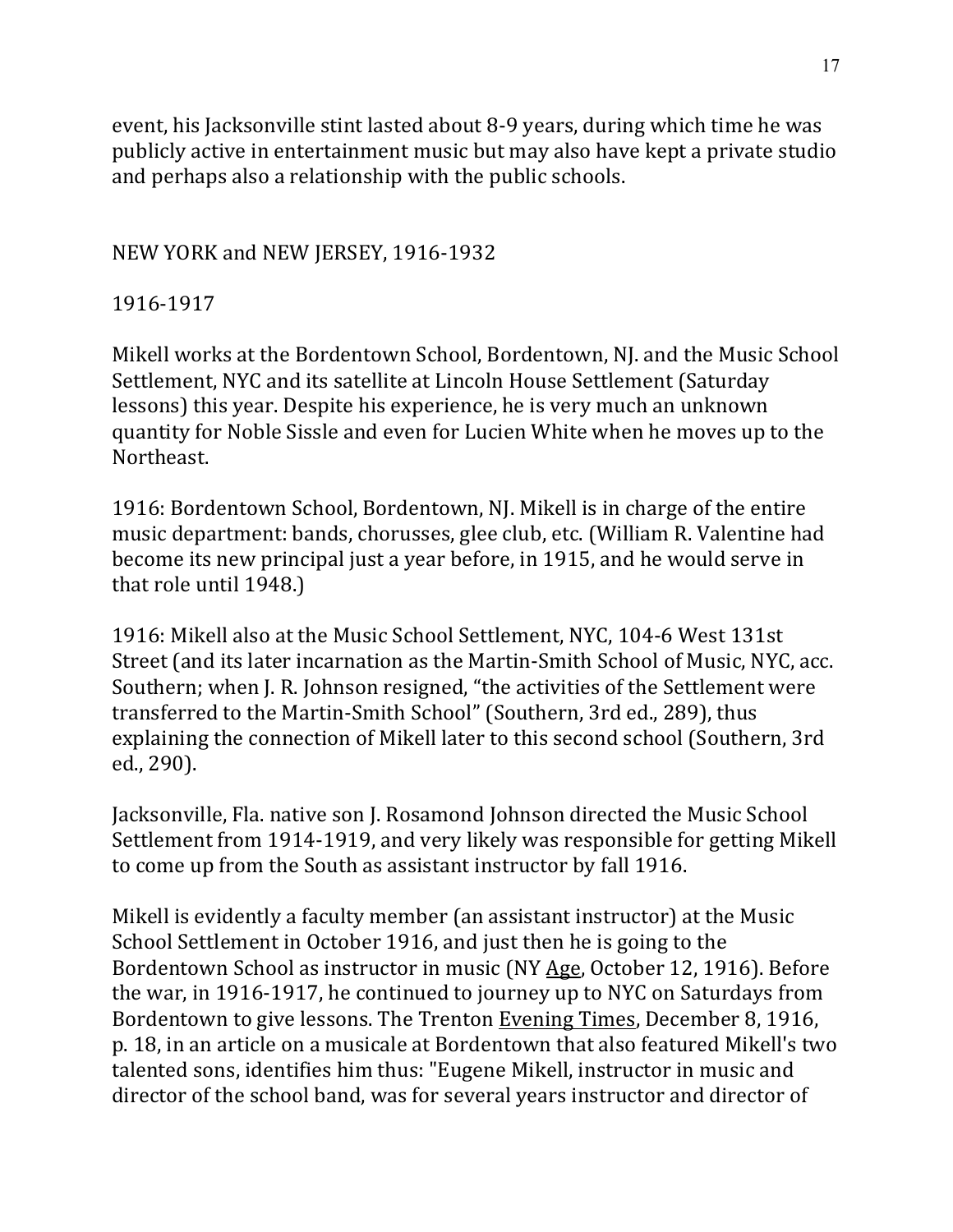event, his Jacksonville stint lasted about 8-9 years, during which time he was publicly active in entertainment music but may also have kept a private studio and perhaps also a relationship with the public schools.

## NEW YORK and NEW JERSEY, 1916-1932

### 1916-1917

Mikell works at the Bordentown School, Bordentown, NJ. and the Music School Settlement, NYC and its satellite at Lincoln House Settlement (Saturday lessons) this year. Despite his experience, he is very much an unknown quantity for Noble Sissle and even for Lucien White when he moves up to the Northeast.

1916: Bordentown School, Bordentown, NJ. Mikell is in charge of the entire music department: bands, chorusses, glee club, etc. (William R. Valentine had become its new principal just a year before, in 1915, and he would serve in that role until 1948.)

1916: Mikell also at the Music School Settlement, NYC, 104-6 West 131st Street (and its later incarnation as the Martin-Smith School of Music, NYC, acc. Southern; when J. R. Johnson resigned, "the activities of the Settlement were transferred to the Martin-Smith School" (Southern, 3rd ed., 289), thus explaining the connection of Mikell later to this second school (Southern, 3rd ed., 290).

Jacksonville, Fla. native son J. Rosamond Johnson directed the Music School Settlement from 1914-1919, and very likely was responsible for getting Mikell to come up from the South as assistant instructor by fall 1916.

Mikell is evidently a faculty member (an assistant instructor) at the Music School Settlement in October 1916, and just then he is going to the Bordentown School as instructor in music (NY Age, October 12, 1916). Before the war, in 1916-1917, he continued to journey up to NYC on Saturdays from Bordentown to give lessons. The Trenton Evening Times, December 8, 1916, p. 18, in an article on a musicale at Bordentown that also featured Mikell's two talented sons, identifies him thus: "Eugene Mikell, instructor in music and director of the school band, was for several years instructor and director of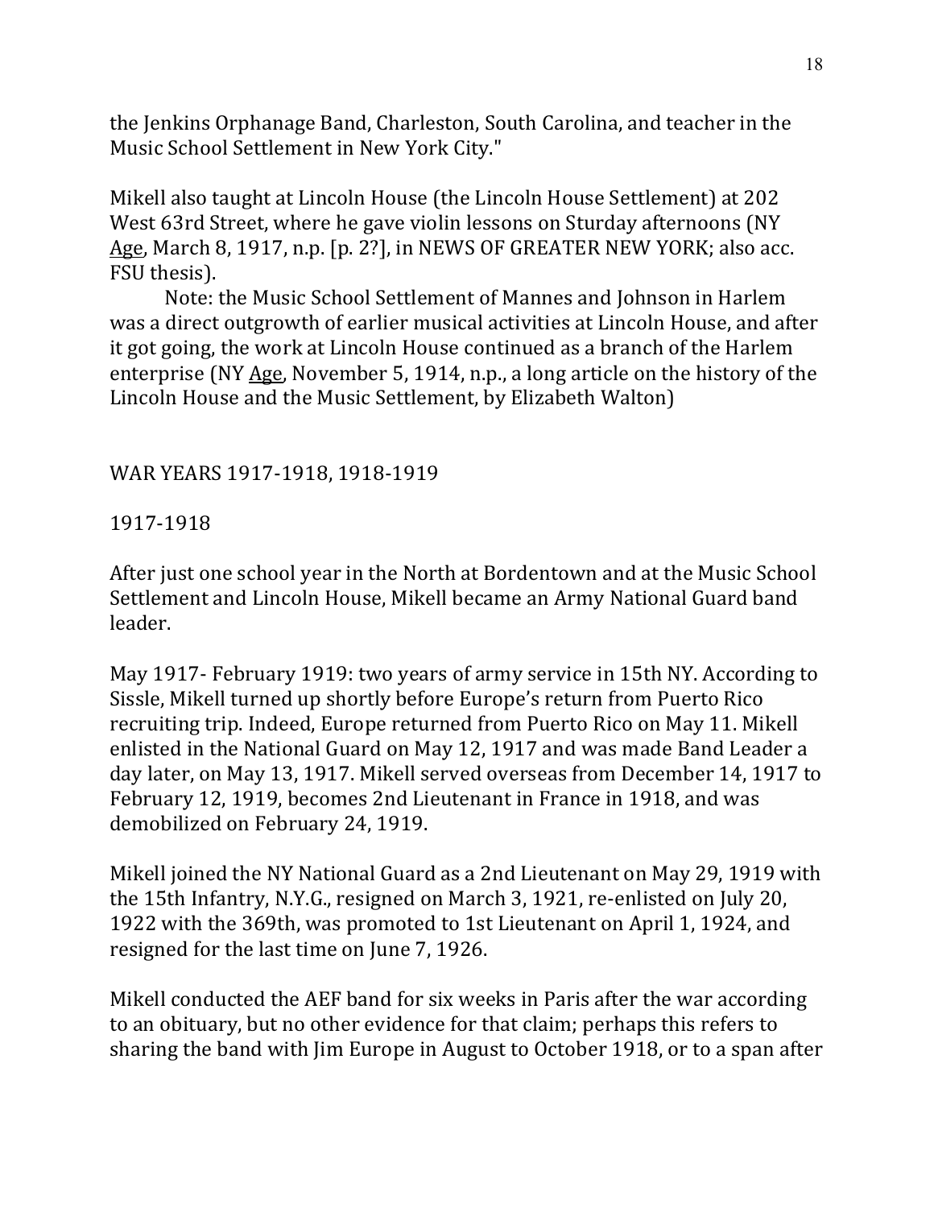the Jenkins Orphanage Band, Charleston, South Carolina, and teacher in the Music School Settlement in New York City."

Mikell also taught at Lincoln House (the Lincoln House Settlement) at 202 West 63rd Street, where he gave violin lessons on Sturday afternoons (NY Age, March 8, 1917, n.p. [p. 2?], in NEWS OF GREATER NEW YORK; also acc. FSU thesis).

Note: the Music School Settlement of Mannes and Johnson in Harlem was a direct outgrowth of earlier musical activities at Lincoln House, and after it got going, the work at Lincoln House continued as a branch of the Harlem enterprise (NY Age, November 5, 1914, n.p., a long article on the history of the Lincoln House and the Music Settlement, by Elizabeth Walton)

WAR YEARS 1917-1918, 1918-1919

1917-1918

After just one school year in the North at Bordentown and at the Music School Settlement and Lincoln House, Mikell became an Army National Guard band leader.

May 1917- February 1919: two years of army service in 15th NY. According to Sissle, Mikell turned up shortly before Europe's return from Puerto Rico recruiting trip. Indeed, Europe returned from Puerto Rico on May 11. Mikell enlisted in the National Guard on May 12, 1917 and was made Band Leader a day later, on May 13, 1917. Mikell served overseas from December 14, 1917 to February 12, 1919, becomes 2nd Lieutenant in France in 1918, and was demobilized on February 24, 1919.

Mikell joined the NY National Guard as a 2nd Lieutenant on May 29, 1919 with the 15th Infantry, N.Y.G., resigned on March 3, 1921, re-enlisted on July 20, 1922 with the 369th, was promoted to 1st Lieutenant on April 1, 1924, and resigned for the last time on June 7, 1926.

Mikell conducted the AEF band for six weeks in Paris after the war according to an obituary, but no other evidence for that claim; perhaps this refers to sharing the band with Jim Europe in August to October 1918, or to a span after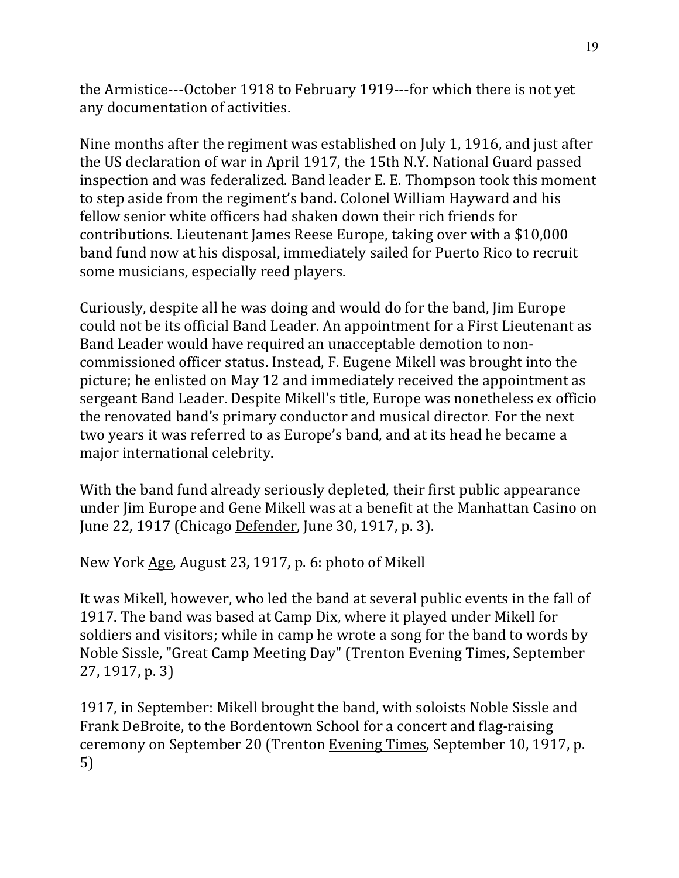the Armistice---October 1918 to February 1919---for which there is not yet any documentation of activities.

Nine months after the regiment was established on July 1, 1916, and just after the US declaration of war in April 1917, the 15th N.Y. National Guard passed inspection and was federalized. Band leader E. E. Thompson took this moment to step aside from the regiment's band. Colonel William Hayward and his fellow senior white officers had shaken down their rich friends for contributions. Lieutenant James Reese Europe, taking over with a $10,000 band fund now at his disposal, immediately sailed for Puerto Rico to recruit some musicians, especially reed players.

Curiously, despite all he was doing and would do for the band, Jim Europe could not be its official Band Leader. An appointment for a First Lieutenant as Band Leader would have required an unacceptable demotion to non-commissioned officer status. Instead, F. Eugene Mikell was brought into the picture; he enlisted on May 12 and immediately received the appointment as sergeant Band Leader. Despite Mikell's title, Europe was nonetheless ex officio the renovated band's primary conductor and musical director. For the next two years it was referred to as Europe's band, and at its head he became a major international celebrity.

With the band fund already seriously depleted, their first public appearance under Jim Europe and Gene Mikell was at a benefit at the Manhattan Casino on June 22, 1917 (Chicago Defender, June 30, 1917, p. 3).

New York Age, August 23, 1917, p. 6: photo of Mikell

It was Mikell, however, who led the band at several public events in the fall of 1917. The band was based at Camp Dix, where it played under Mikell for soldiers and visitors; while in camp he wrote a song for the band to words by Noble Sissle, "Great Camp Meeting Day" (Trenton Evening Times, September 27, 1917, p. 3)

1917, in September: Mikell brought the band, with soloists Noble Sissle and Frank DeBroite, to the Bordentown School for a concert and flag-raising ceremony on September 20 (Trenton Evening Times, September 10, 1917, p. 5)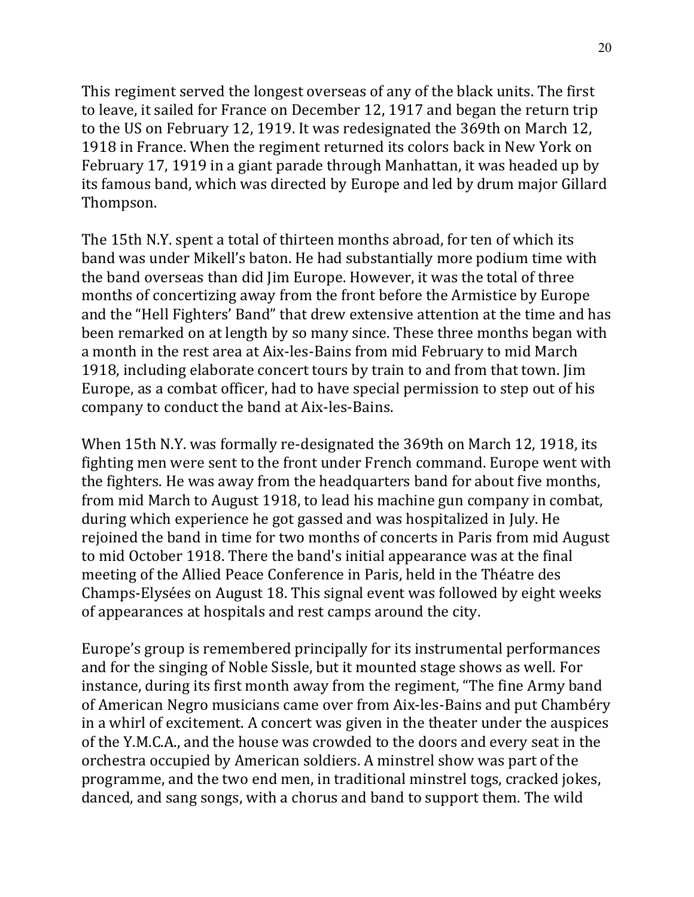This regiment served the longest overseas of any of the black units. The first to leave, it sailed for France on December 12, 1917 and began the return trip to the US on February 12, 1919. It was redesignated the 369th on March 12, 1918 in France. When the regiment returned its colors back in New York on February 17, 1919 in a giant parade through Manhattan, it was headed up by its famous band, which was directed by Europe and led by drum major Gillard Thompson.

The 15th N.Y. spent a total of thirteen months abroad, for ten of which its band was under Mikell's baton. He had substantially more podium time with the band overseas than did Jim Europe. However, it was the total of three months of concertizing away from the front before the Armistice by Europe and the "Hell Fighters' Band" that drew extensive attention at the time and has been remarked on at length by so many since. These three months began with a month in the rest area at Aix-les-Bains from mid February to mid March 1918, including elaborate concert tours by train to and from that town. Jim Europe, as a combat officer, had to have special permission to step out of his company to conduct the band at Aix-les-Bains.

When 15th N.Y. was formally re-designated the 369th on March 12, 1918, its fighting men were sent to the front under French command. Europe went with the fighters. He was away from the headquarters band for about five months, from mid March to August 1918, to lead his machine gun company in combat, during which experience he got gassed and was hospitalized in July. He rejoined the band in time for two months of concerts in Paris from mid August to mid October 1918. There the band's initial appearance was at the final meeting of the Allied Peace Conference in Paris, held in the Théatre des Champs-Elysées on August 18. This signal event was followed by eight weeks of appearances at hospitals and rest camps around the city.

Europe's group is remembered principally for its instrumental performances and for the singing of Noble Sissle, but it mounted stage shows as well. For instance, during its first month away from the regiment, "The fine Army band of American Negro musicians came over from Aix-les-Bains and put Chambéry in a whirl of excitement. A concert was given in the theater under the auspices of the Y.M.C.A., and the house was crowded to the doors and every seat in the orchestra occupied by American soldiers. A minstrel show was part of the programme, and the two end men, in traditional minstrel togs, cracked jokes, danced, and sang songs, with a chorus and band to support them. The wild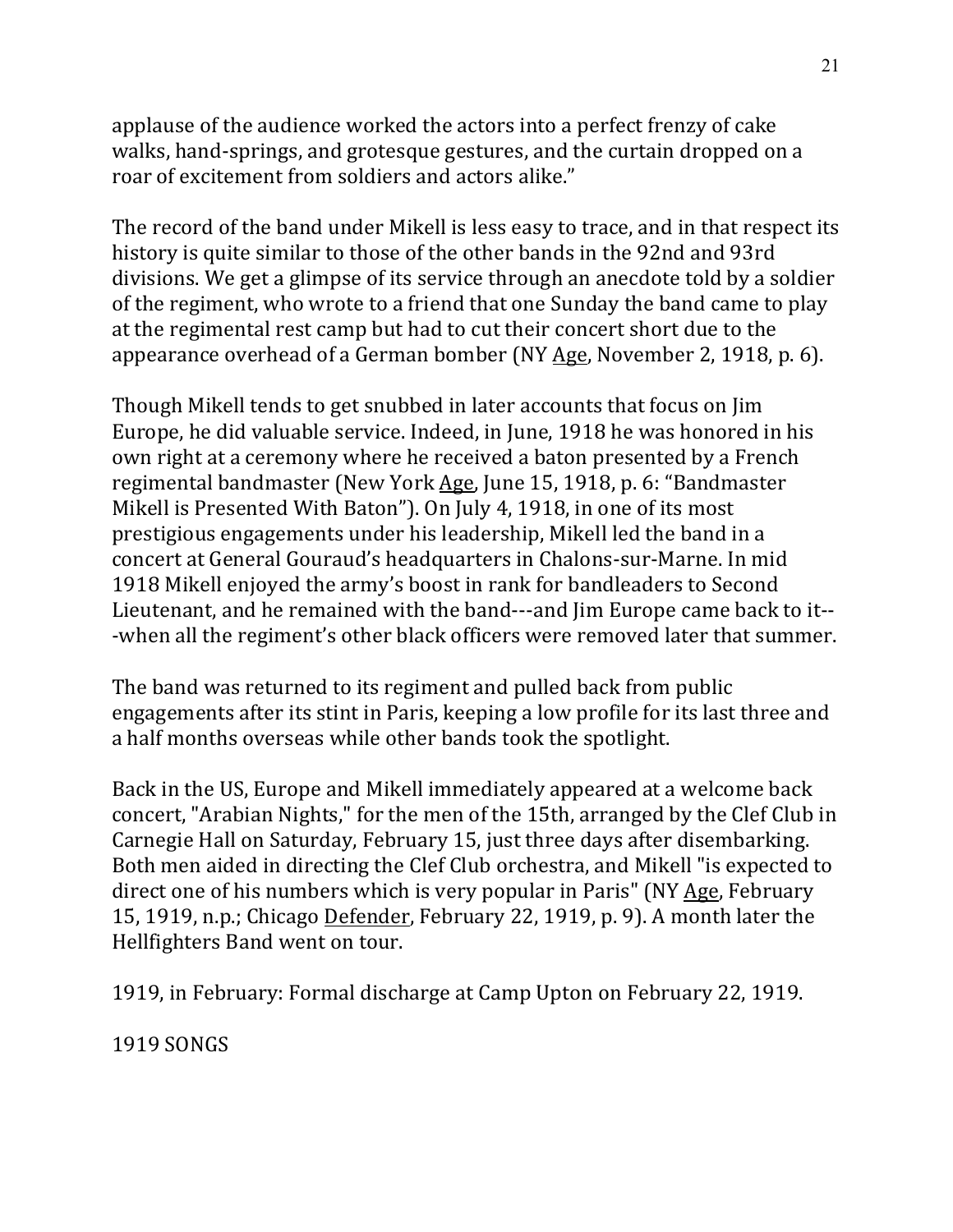applause of the audience worked the actors into a perfect frenzy of cake walks, hand-springs, and grotesque gestures, and the curtain dropped on a roar of excitement from soldiers and actors alike."

The record of the band under Mikell is less easy to trace, and in that respect its history is quite similar to those of the other bands in the 92nd and 93rd divisions. We get a glimpse of its service through an anecdote told by a soldier of the regiment, who wrote to a friend that one Sunday the band came to play at the regimental rest camp but had to cut their concert short due to the appearance overhead of a German bomber (NY <u>Age</u>, November 2, 1918, p. 6).

Though Mikell tends to get snubbed in later accounts that focus on Jim Europe, he did valuable service. Indeed, in June, 1918 he was honored in his own right at a ceremony where he received a baton presented by a French regimental bandmaster (New York <u>Age</u>, June 15, 1918, p. 6: "Bandmaster Mikell is Presented With Baton"). On July 4, 1918, in one of its most prestigious engagements under his leadership, Mikell led the band in a concert at General Gouraud's headquarters in Chalons-sur-Marne. In mid 1918 Mikell enjoyed the army's boost in rank for bandleaders to Second Lieutenant, and he remained with the band---and Jim Europe came back to it---when all the regiment's other black officers were removed later that summer.

The band was returned to its regiment and pulled back from public engagements after its stint in Paris, keeping a low profile for its last three and a half months overseas while other bands took the spotlight.

Back in the US, Europe and Mikell immediately appeared at a welcome back concert, "Arabian Nights," for the men of the 15th, arranged by the Clef Club in Carnegie Hall on Saturday, February 15, just three days after disembarking. Both men aided in directing the Clef Club orchestra, and Mikell "is expected to direct one of his numbers which is very popular in Paris" (NY <u>Age</u>, February 15, 1919, n.p.; Chicago <u>Defender</u>, February 22, 1919, p. 9). A month later the Hellfighters Band went on tour.

1919, in February: Formal discharge at Camp Upton on February 22, 1919.

1919 SONGS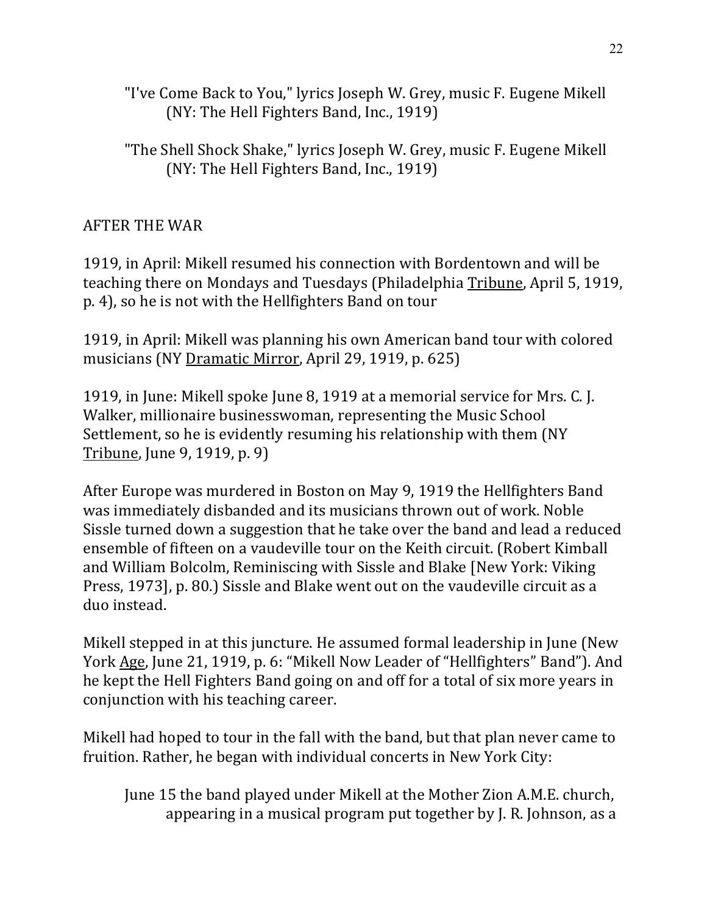"I've Come Back to You," lyrics Joseph W. Grey, music F. Eugene Mikell
    (NY: The Hell Fighters Band, Inc., 1919)

"The Shell Shock Shake," lyrics Joseph W. Grey, music F. Eugene Mikell
    (NY: The Hell Fighters Band, Inc., 1919)

## AFTER THE WAR

1919, in April: Mikell resumed his connection with Bordentown and will be teaching there on Mondays and Tuesdays (Philadelphia Tribune, April 5, 1919, p. 4), so he is not with the Hellfighters Band on tour

1919, in April: Mikell was planning his own American band tour with colored musicians (NY Dramatic Mirror, April 29, 1919, p. 625)

1919, in June: Mikell spoke June 8, 1919 at a memorial service for Mrs. C. J. Walker, millionaire businesswoman, representing the Music School Settlement, so he is evidently resuming his relationship with them (NY Tribune, June 9, 1919, p. 9)

After Europe was murdered in Boston on May 9, 1919 the Hellfighters Band was immediately disbanded and its musicians thrown out of work. Noble Sissle turned down a suggestion that he take over the band and lead a reduced ensemble of fifteen on a vaudeville tour on the Keith circuit. (Robert Kimball and William Bolcolm, Reminiscing with Sissle and Blake [New York: Viking Press, 1973], p. 80.) Sissle and Blake went out on the vaudeville circuit as a duo instead.

Mikell stepped in at this juncture. He assumed formal leadership in June (New York Age, June 21, 1919, p. 6: "Mikell Now Leader of "Hellfighters" Band"). And he kept the Hell Fighters Band going on and off for a total of six more years in conjunction with his teaching career.

Mikell had hoped to tour in the fall with the band, but that plan never came to fruition. Rather, he began with individual concerts in New York City:

June 15 the band played under Mikell at the Mother Zion A.M.E. church, appearing in a musical program put together by J. R. Johnson, as a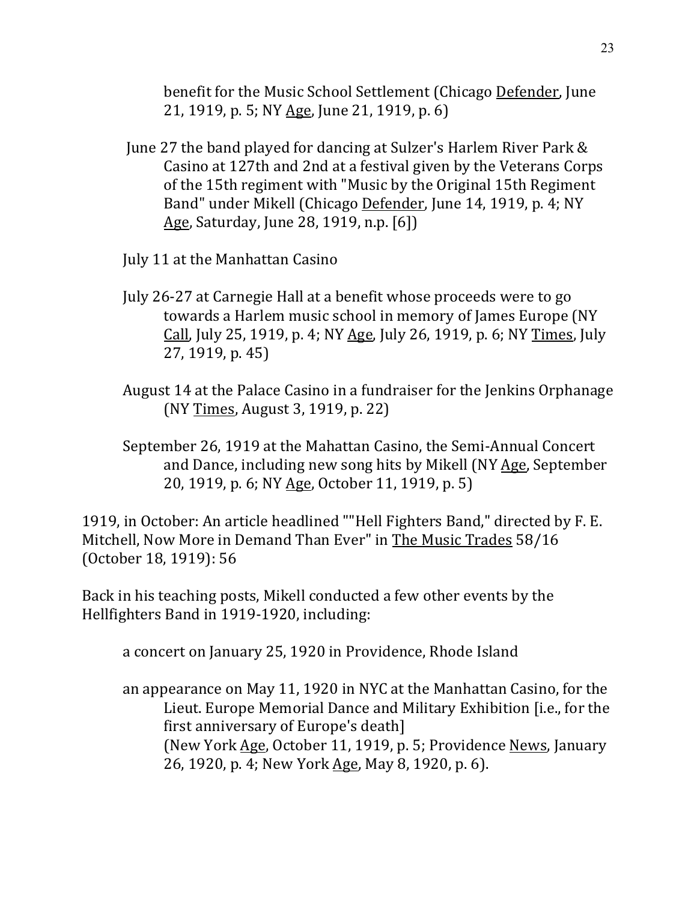benefit for the Music School Settlement (Chicago Defender, June 21, 1919, p. 5; NY Age, June 21, 1919, p. 6)

June 27 the band played for dancing at Sulzer's Harlem River Park & Casino at 127th and 2nd at a festival given by the Veterans Corps of the 15th regiment with "Music by the Original 15th Regiment Band" under Mikell (Chicago Defender, June 14, 1919, p. 4; NY Age, Saturday, June 28, 1919, n.p. [6])

July 11 at the Manhattan Casino

July 26-27 at Carnegie Hall at a benefit whose proceeds were to go towards a Harlem music school in memory of James Europe (NY Call, July 25, 1919, p. 4; NY Age, July 26, 1919, p. 6; NY Times, July 27, 1919, p. 45)

August 14 at the Palace Casino in a fundraiser for the Jenkins Orphanage (NY Times, August 3, 1919, p. 22)

September 26, 1919 at the Mahattan Casino, the Semi-Annual Concert and Dance, including new song hits by Mikell (NY Age, September 20, 1919, p. 6; NY Age, October 11, 1919, p. 5)

1919, in October: An article headlined ""Hell Fighters Band," directed by F. E. Mitchell, Now More in Demand Than Ever" in The Music Trades 58/16 (October 18, 1919): 56

Back in his teaching posts, Mikell conducted a few other events by the Hellfighters Band in 1919-1920, including:

a concert on January 25, 1920 in Providence, Rhode Island

an appearance on May 11, 1920 in NYC at the Manhattan Casino, for the Lieut. Europe Memorial Dance and Military Exhibition [i.e., for the first anniversary of Europe's death]
(New York Age, October 11, 1919, p. 5; Providence News, January 26, 1920, p. 4; New York Age, May 8, 1920, p. 6).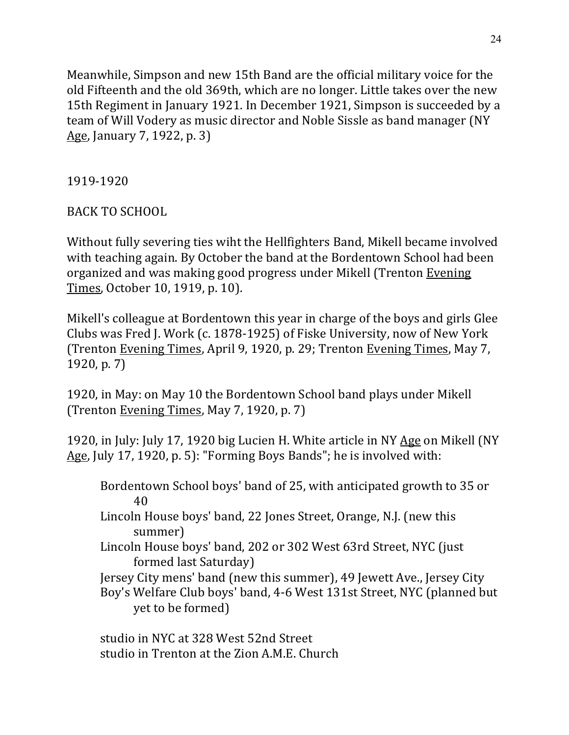Meanwhile, Simpson and new 15th Band are the official military voice for the old Fifteenth and the old 369th, which are no longer. Little takes over the new 15th Regiment in January 1921. In December 1921, Simpson is succeeded by a team of Will Vodery as music director and Noble Sissle as band manager (NY Age, January 7, 1922, p. 3)

1919-1920

BACK TO SCHOOL

Without fully severing ties wiht the Hellfighters Band, Mikell became involved with teaching again. By October the band at the Bordentown School had been organized and was making good progress under Mikell (Trenton Evening Times, October 10, 1919, p. 10).

Mikell's colleague at Bordentown this year in charge of the boys and girls Glee Clubs was Fred J. Work (c. 1878-1925) of Fiske University, now of New York (Trenton Evening Times, April 9, 1920, p. 29; Trenton Evening Times, May 7, 1920, p. 7)

1920, in May: on May 10 the Bordentown School band plays under Mikell (Trenton Evening Times, May 7, 1920, p. 7)

1920, in July: July 17, 1920 big Lucien H. White article in NY Age on Mikell (NY Age, July 17, 1920, p. 5): "Forming Boys Bands"; he is involved with:

> Bordentown School boys' band of 25, with anticipated growth to 35 or 40
> Lincoln House boys' band, 22 Jones Street, Orange, N.J. (new this summer)
> Lincoln House boys' band, 202 or 302 West 63rd Street, NYC (just formed last Saturday)
> Jersey City mens' band (new this summer), 49 Jewett Ave., Jersey City
> Boy's Welfare Club boys' band, 4-6 West 131st Street, NYC (planned but yet to be formed)
>
> studio in NYC at 328 West 52nd Street
> studio in Trenton at the Zion A.M.E. Church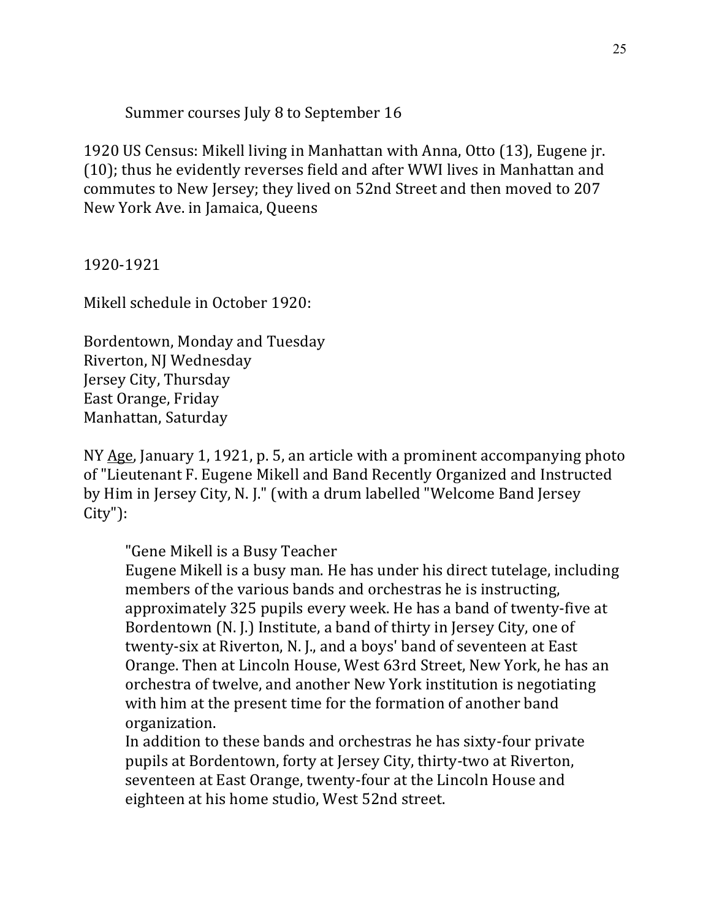Summer courses July 8 to September 16

1920 US Census: Mikell living in Manhattan with Anna, Otto (13), Eugene jr. (10); thus he evidently reverses field and after WWI lives in Manhattan and commutes to New Jersey; they lived on 52nd Street and then moved to 207 New York Ave. in Jamaica, Queens

1920-1921

Mikell schedule in October 1920:

Bordentown, Monday and Tuesday
Riverton, NJ Wednesday
Jersey City, Thursday
East Orange, Friday
Manhattan, Saturday

NY Age, January 1, 1921, p. 5, an article with a prominent accompanying photo of "Lieutenant F. Eugene Mikell and Band Recently Organized and Instructed by Him in Jersey City, N. J." (with a drum labelled "Welcome Band Jersey City"):

> "Gene Mikell is a Busy Teacher
> Eugene Mikell is a busy man. He has under his direct tutelage, including members of the various bands and orchestras he is instructing, approximately 325 pupils every week. He has a band of twenty-five at Bordentown (N. J.) Institute, a band of thirty in Jersey City, one of twenty-six at Riverton, N. J., and a boys' band of seventeen at East Orange. Then at Lincoln House, West 63rd Street, New York, he has an orchestra of twelve, and another New York institution is negotiating with him at the present time for the formation of another band organization.
> In addition to these bands and orchestras he has sixty-four private pupils at Bordentown, forty at Jersey City, thirty-two at Riverton, seventeen at East Orange, twenty-four at the Lincoln House and eighteen at his home studio, West 52nd street.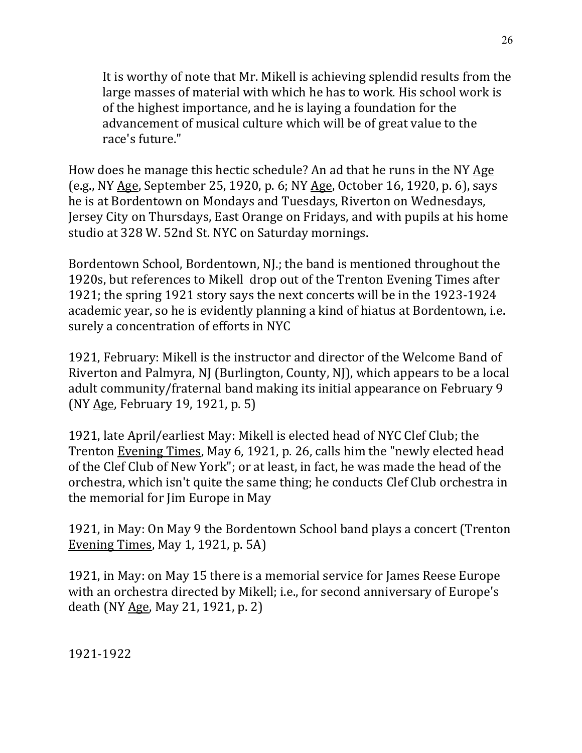> It is worthy of note that Mr. Mikell is achieving splendid results from the large masses of material with which he has to work. His school work is of the highest importance, and he is laying a foundation for the advancement of musical culture which will be of great value to the race's future."

How does he manage this hectic schedule? An ad that he runs in the NY <u>Age</u> (e.g., NY <u>Age</u>, September 25, 1920, p. 6; NY <u>Age</u>, October 16, 1920, p. 6), says he is at Bordentown on Mondays and Tuesdays, Riverton on Wednesdays, Jersey City on Thursdays, East Orange on Fridays, and with pupils at his home studio at 328 W. 52nd St. NYC on Saturday mornings.

Bordentown School, Bordentown, NJ.; the band is mentioned throughout the 1920s, but references to Mikell drop out of the Trenton Evening Times after 1921; the spring 1921 story says the next concerts will be in the 1923-1924 academic year, so he is evidently planning a kind of hiatus at Bordentown, i.e. surely a concentration of efforts in NYC

1921, February: Mikell is the instructor and director of the Welcome Band of Riverton and Palmyra, NJ (Burlington, County, NJ), which appears to be a local adult community/fraternal band making its initial appearance on February 9 (NY <u>Age</u>, February 19, 1921, p. 5)

1921, late April/earliest May: Mikell is elected head of NYC Clef Club; the Trenton <u>Evening Times</u>, May 6, 1921, p. 26, calls him the "newly elected head of the Clef Club of New York"; or at least, in fact, he was made the head of the orchestra, which isn't quite the same thing; he conducts Clef Club orchestra in the memorial for Jim Europe in May

1921, in May: On May 9 the Bordentown School band plays a concert (Trenton <u>Evening Times</u>, May 1, 1921, p. 5A)

1921, in May: on May 15 there is a memorial service for James Reese Europe with an orchestra directed by Mikell; i.e., for second anniversary of Europe's death (NY <u>Age</u>, May 21, 1921, p. 2)

1921-1922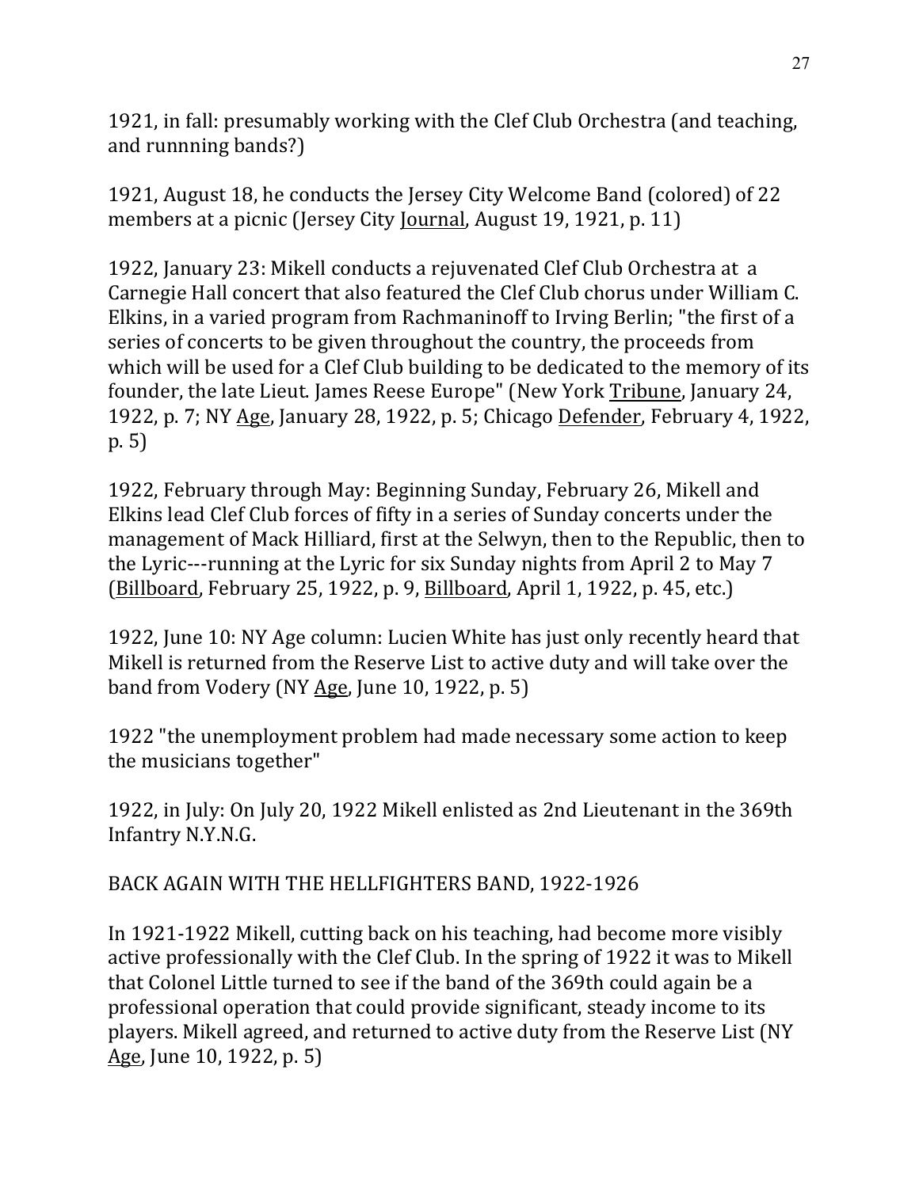1921, in fall: presumably working with the Clef Club Orchestra (and teaching, and runnning bands?)

1921, August 18, he conducts the Jersey City Welcome Band (colored) of 22 members at a picnic (Jersey City Journal, August 19, 1921, p. 11)

1922, January 23: Mikell conducts a rejuvenated Clef Club Orchestra at a Carnegie Hall concert that also featured the Clef Club chorus under William C. Elkins, in a varied program from Rachmaninoff to Irving Berlin; "the first of a series of concerts to be given throughout the country, the proceeds from which will be used for a Clef Club building to be dedicated to the memory of its founder, the late Lieut. James Reese Europe" (New York Tribune, January 24, 1922, p. 7; NY Age, January 28, 1922, p. 5; Chicago Defender, February 4, 1922, p. 5)

1922, February through May: Beginning Sunday, February 26, Mikell and Elkins lead Clef Club forces of fifty in a series of Sunday concerts under the management of Mack Hilliard, first at the Selwyn, then to the Republic, then to the Lyric---running at the Lyric for six Sunday nights from April 2 to May 7 (Billboard, February 25, 1922, p. 9, Billboard, April 1, 1922, p. 45, etc.)

1922, June 10: NY Age column: Lucien White has just only recently heard that Mikell is returned from the Reserve List to active duty and will take over the band from Vodery (NY Age, June 10, 1922, p. 5)

1922 "the unemployment problem had made necessary some action to keep the musicians together"

1922, in July: On July 20, 1922 Mikell enlisted as 2nd Lieutenant in the 369th Infantry N.Y.N.G.

## BACK AGAIN WITH THE HELLFIGHTERS BAND, 1922-1926

In 1921-1922 Mikell, cutting back on his teaching, had become more visibly active professionally with the Clef Club. In the spring of 1922 it was to Mikell that Colonel Little turned to see if the band of the 369th could again be a professional operation that could provide significant, steady income to its players. Mikell agreed, and returned to active duty from the Reserve List (NY Age, June 10, 1922, p. 5)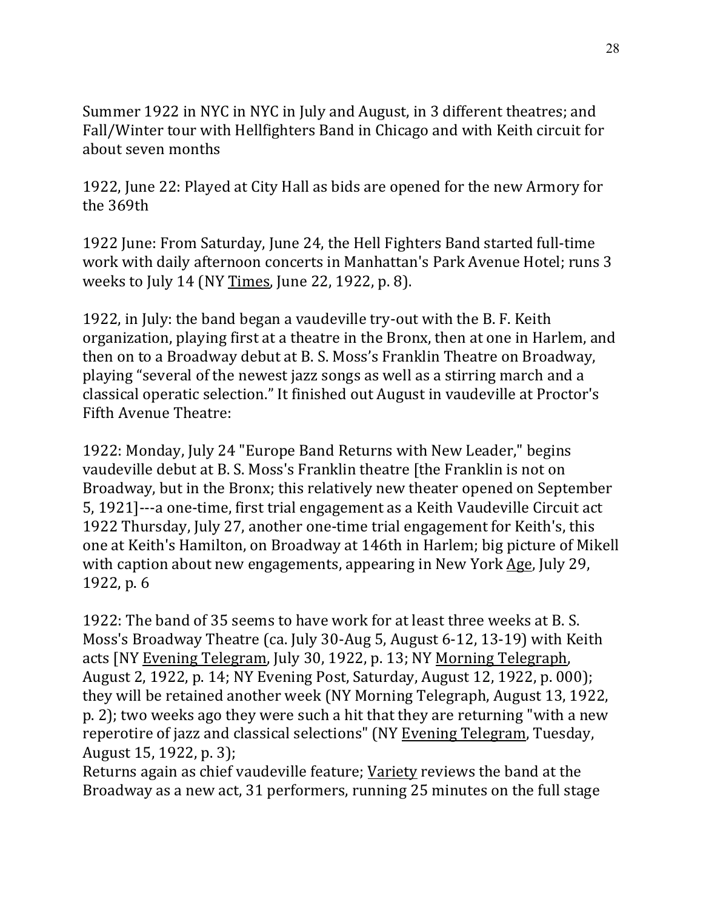Summer 1922 in NYC in NYC in July and August, in 3 different theatres; and Fall/Winter tour with Hellfighters Band in Chicago and with Keith circuit for about seven months

1922, June 22: Played at City Hall as bids are opened for the new Armory for the 369th

1922 June: From Saturday, June 24, the Hell Fighters Band started full-time work with daily afternoon concerts in Manhattan's Park Avenue Hotel; runs 3 weeks to July 14 (NY Times, June 22, 1922, p. 8).

1922, in July: the band began a vaudeville try-out with the B. F. Keith organization, playing first at a theatre in the Bronx, then at one in Harlem, and then on to a Broadway debut at B. S. Moss's Franklin Theatre on Broadway, playing "several of the newest jazz songs as well as a stirring march and a classical operatic selection." It finished out August in vaudeville at Proctor's Fifth Avenue Theatre:

1922: Monday, July 24 "Europe Band Returns with New Leader," begins vaudeville debut at B. S. Moss's Franklin theatre [the Franklin is not on Broadway, but in the Bronx; this relatively new theater opened on September 5, 1921]---a one-time, first trial engagement as a Keith Vaudeville Circuit act 1922 Thursday, July 27, another one-time trial engagement for Keith's, this one at Keith's Hamilton, on Broadway at 146th in Harlem; big picture of Mikell with caption about new engagements, appearing in New York Age, July 29, 1922, p. 6

1922: The band of 35 seems to have work for at least three weeks at B. S. Moss's Broadway Theatre (ca. July 30-Aug 5, August 6-12, 13-19) with Keith acts [NY Evening Telegram, July 30, 1922, p. 13; NY Morning Telegraph, August 2, 1922, p. 14; NY Evening Post, Saturday, August 12, 1922, p. 000); they will be retained another week (NY Morning Telegraph, August 13, 1922, p. 2); two weeks ago they were such a hit that they are returning "with a new reperotire of jazz and classical selections" (NY Evening Telegram, Tuesday, August 15, 1922, p. 3);
Returns again as chief vaudeville feature; Variety reviews the band at the Broadway as a new act, 31 performers, running 25 minutes on the full stage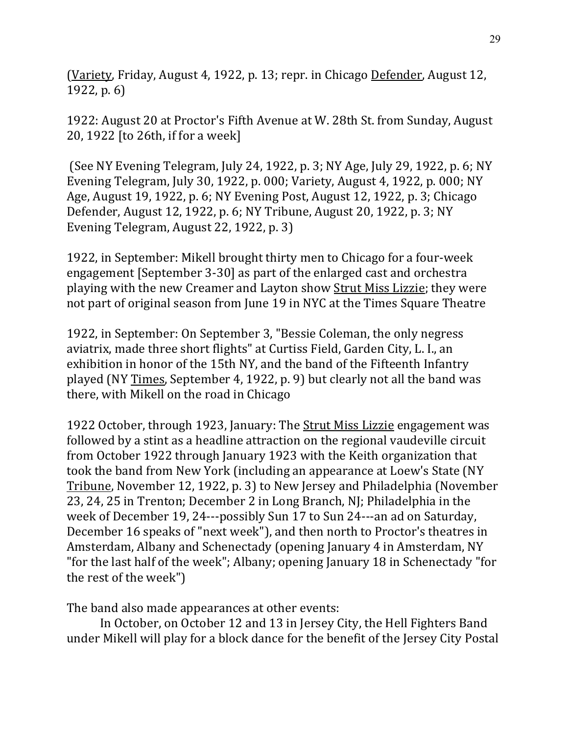(Variety, Friday, August 4, 1922, p. 13; repr. in Chicago Defender, August 12, 1922, p. 6)

1922: August 20 at Proctor's Fifth Avenue at W. 28th St. from Sunday, August 20, 1922 [to 26th, if for a week]

(See NY Evening Telegram, July 24, 1922, p. 3; NY Age, July 29, 1922, p. 6; NY Evening Telegram, July 30, 1922, p. 000; Variety, August 4, 1922, p. 000; NY Age, August 19, 1922, p. 6; NY Evening Post, August 12, 1922, p. 3; Chicago Defender, August 12, 1922, p. 6; NY Tribune, August 20, 1922, p. 3; NY Evening Telegram, August 22, 1922, p. 3)

1922, in September: Mikell brought thirty men to Chicago for a four-week engagement [September 3-30] as part of the enlarged cast and orchestra playing with the new Creamer and Layton show Strut Miss Lizzie; they were not part of original season from June 19 in NYC at the Times Square Theatre

1922, in September: On September 3, "Bessie Coleman, the only negress aviatrix, made three short flights" at Curtiss Field, Garden City, L. I., an exhibition in honor of the 15th NY, and the band of the Fifteenth Infantry played (NY Times, September 4, 1922, p. 9) but clearly not all the band was there, with Mikell on the road in Chicago

1922 October, through 1923, January: The Strut Miss Lizzie engagement was followed by a stint as a headline attraction on the regional vaudeville circuit from October 1922 through January 1923 with the Keith organization that took the band from New York (including an appearance at Loew's State (NY Tribune, November 12, 1922, p. 3) to New Jersey and Philadelphia (November 23, 24, 25 in Trenton; December 2 in Long Branch, NJ; Philadelphia in the week of December 19, 24---possibly Sun 17 to Sun 24---an ad on Saturday, December 16 speaks of "next week"), and then north to Proctor's theatres in Amsterdam, Albany and Schenectady (opening January 4 in Amsterdam, NY "for the last half of the week"; Albany; opening January 18 in Schenectady "for the rest of the week")

The band also made appearances at other events:

In October, on October 12 and 13 in Jersey City, the Hell Fighters Band under Mikell will play for a block dance for the benefit of the Jersey City Postal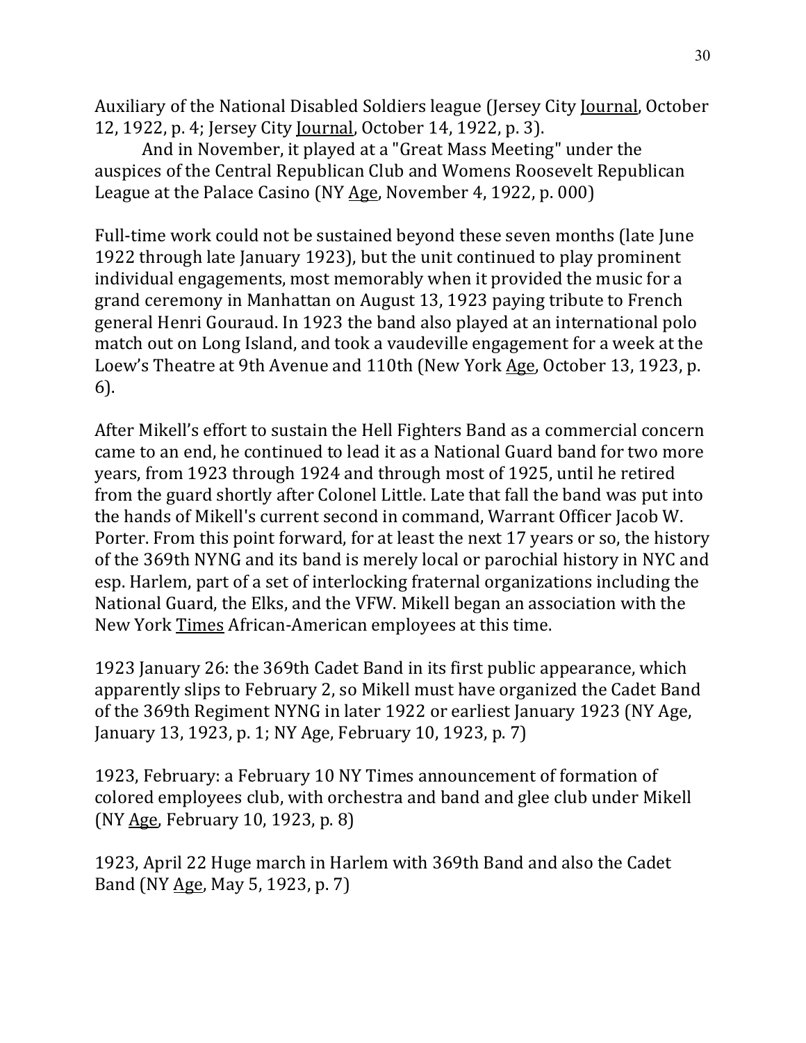Auxiliary of the National Disabled Soldiers league (Jersey City Journal, October 12, 1922, p. 4; Jersey City Journal, October 14, 1922, p. 3).

And in November, it played at a "Great Mass Meeting" under the auspices of the Central Republican Club and Womens Roosevelt Republican League at the Palace Casino (NY Age, November 4, 1922, p. 000)

Full-time work could not be sustained beyond these seven months (late June 1922 through late January 1923), but the unit continued to play prominent individual engagements, most memorably when it provided the music for a grand ceremony in Manhattan on August 13, 1923 paying tribute to French general Henri Gouraud. In 1923 the band also played at an international polo match out on Long Island, and took a vaudeville engagement for a week at the Loew's Theatre at 9th Avenue and 110th (New York Age, October 13, 1923, p. 6).

After Mikell's effort to sustain the Hell Fighters Band as a commercial concern came to an end, he continued to lead it as a National Guard band for two more years, from 1923 through 1924 and through most of 1925, until he retired from the guard shortly after Colonel Little. Late that fall the band was put into the hands of Mikell's current second in command, Warrant Officer Jacob W. Porter. From this point forward, for at least the next 17 years or so, the history of the 369th NYNG and its band is merely local or parochial history in NYC and esp. Harlem, part of a set of interlocking fraternal organizations including the National Guard, the Elks, and the VFW. Mikell began an association with the New York Times African-American employees at this time.

1923 January 26: the 369th Cadet Band in its first public appearance, which apparently slips to February 2, so Mikell must have organized the Cadet Band of the 369th Regiment NYNG in later 1922 or earliest January 1923 (NY Age, January 13, 1923, p. 1; NY Age, February 10, 1923, p. 7)

1923, February: a February 10 NY Times announcement of formation of colored employees club, with orchestra and band and glee club under Mikell (NY Age, February 10, 1923, p. 8)

1923, April 22 Huge march in Harlem with 369th Band and also the Cadet Band (NY Age, May 5, 1923, p. 7)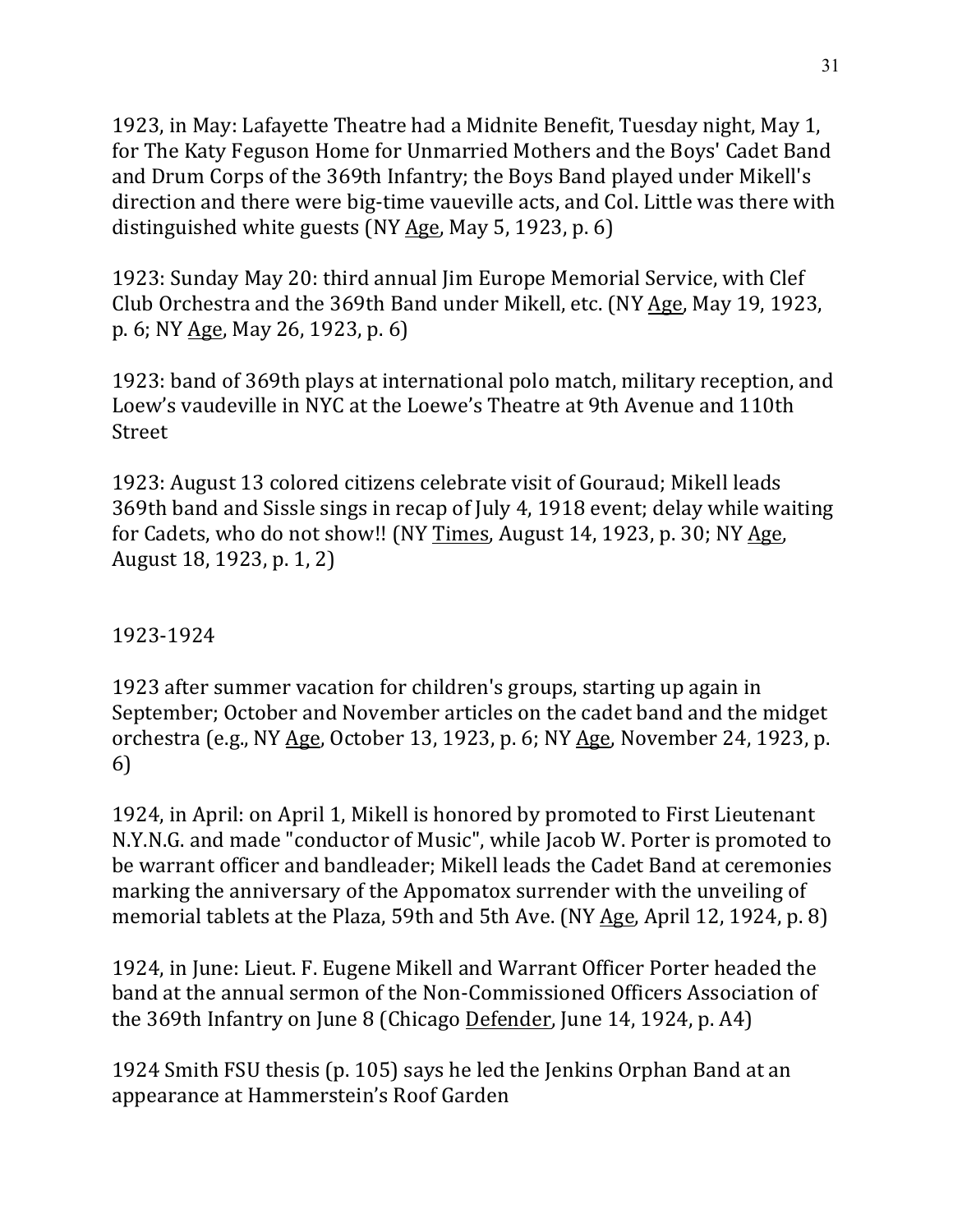1923, in May: Lafayette Theatre had a Midnite Benefit, Tuesday night, May 1, for The Katy Feguson Home for Unmarried Mothers and the Boys' Cadet Band and Drum Corps of the 369th Infantry; the Boys Band played under Mikell's direction and there were big-time vaueville acts, and Col. Little was there with distinguished white guests (NY Age, May 5, 1923, p. 6)

1923: Sunday May 20: third annual Jim Europe Memorial Service, with Clef Club Orchestra and the 369th Band under Mikell, etc. (NY Age, May 19, 1923, p. 6; NY Age, May 26, 1923, p. 6)

1923: band of 369th plays at international polo match, military reception, and Loew's vaudeville in NYC at the Loewe's Theatre at 9th Avenue and 110th Street

1923: August 13 colored citizens celebrate visit of Gouraud; Mikell leads 369th band and Sissle sings in recap of July 4, 1918 event; delay while waiting for Cadets, who do not show!! (NY Times, August 14, 1923, p. 30; NY Age, August 18, 1923, p. 1, 2)

1923-1924

1923 after summer vacation for children's groups, starting up again in September; October and November articles on the cadet band and the midget orchestra (e.g., NY Age, October 13, 1923, p. 6; NY Age, November 24, 1923, p. 6)

1924, in April: on April 1, Mikell is honored by promoted to First Lieutenant N.Y.N.G. and made "conductor of Music", while Jacob W. Porter is promoted to be warrant officer and bandleader; Mikell leads the Cadet Band at ceremonies marking the anniversary of the Appomatox surrender with the unveiling of memorial tablets at the Plaza, 59th and 5th Ave. (NY Age, April 12, 1924, p. 8)

1924, in June: Lieut. F. Eugene Mikell and Warrant Officer Porter headed the band at the annual sermon of the Non-Commissioned Officers Association of the 369th Infantry on June 8 (Chicago Defender, June 14, 1924, p. A4)

1924 Smith FSU thesis (p. 105) says he led the Jenkins Orphan Band at an appearance at Hammerstein's Roof Garden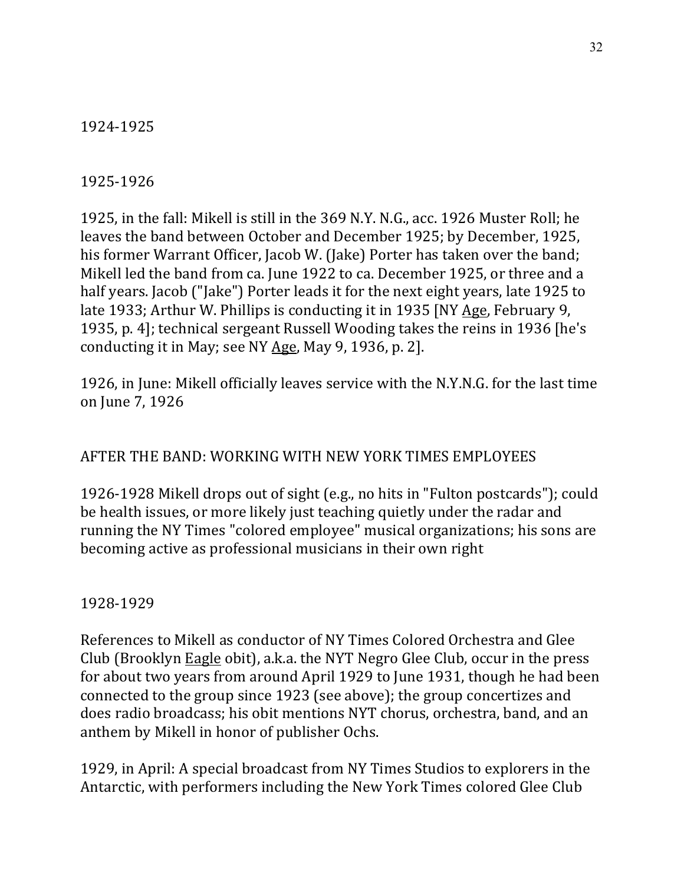1924-1925

1925-1926

1925, in the fall: Mikell is still in the 369 N.Y. N.G., acc. 1926 Muster Roll; he leaves the band between October and December 1925; by December, 1925, his former Warrant Officer, Jacob W. (Jake) Porter has taken over the band; Mikell led the band from ca. June 1922 to ca. December 1925, or three and a half years. Jacob ("Jake") Porter leads it for the next eight years, late 1925 to late 1933; Arthur W. Phillips is conducting it in 1935 [NY Age, February 9, 1935, p. 4]; technical sergeant Russell Wooding takes the reins in 1936 [he's conducting it in May; see NY Age, May 9, 1936, p. 2].

1926, in June: Mikell officially leaves service with the N.Y.N.G. for the last time on June 7, 1926

## AFTER THE BAND: WORKING WITH NEW YORK TIMES EMPLOYEES

1926-1928 Mikell drops out of sight (e.g., no hits in "Fulton postcards"); could be health issues, or more likely just teaching quietly under the radar and running the NY Times "colored employee" musical organizations; his sons are becoming active as professional musicians in their own right

1928-1929

References to Mikell as conductor of NY Times Colored Orchestra and Glee Club (Brooklyn Eagle obit), a.k.a. the NYT Negro Glee Club, occur in the press for about two years from around April 1929 to June 1931, though he had been connected to the group since 1923 (see above); the group concertizes and does radio broadcass; his obit mentions NYT chorus, orchestra, band, and an anthem by Mikell in honor of publisher Ochs.

1929, in April: A special broadcast from NY Times Studios to explorers in the Antarctic, with performers including the New York Times colored Glee Club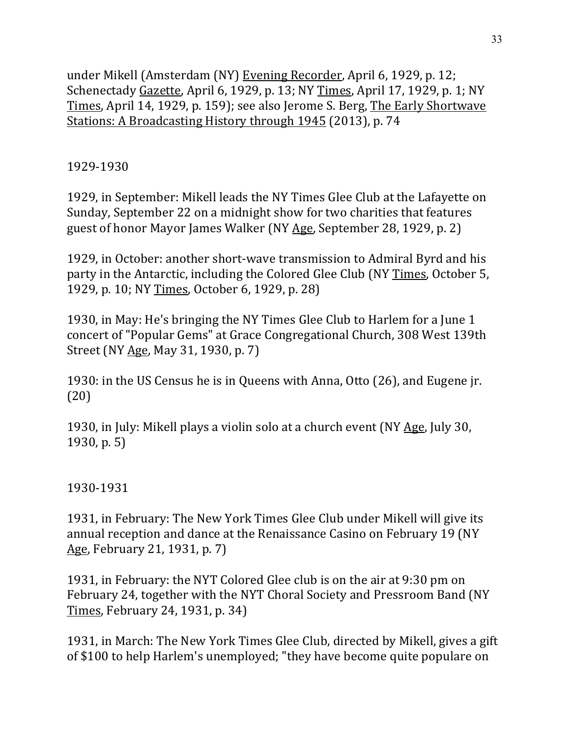under Mikell (Amsterdam (NY) Evening Recorder, April 6, 1929, p. 12; Schenectady Gazette, April 6, 1929, p. 13; NY Times, April 17, 1929, p. 1; NY Times, April 14, 1929, p. 159); see also Jerome S. Berg, The Early Shortwave Stations: A Broadcasting History through 1945 (2013), p. 74

1929-1930

1929, in September: Mikell leads the NY Times Glee Club at the Lafayette on Sunday, September 22 on a midnight show for two charities that features guest of honor Mayor James Walker (NY Age, September 28, 1929, p. 2)

1929, in October: another short-wave transmission to Admiral Byrd and his party in the Antarctic, including the Colored Glee Club (NY Times, October 5, 1929, p. 10; NY Times, October 6, 1929, p. 28)

1930, in May: He's bringing the NY Times Glee Club to Harlem for a June 1 concert of "Popular Gems" at Grace Congregational Church, 308 West 139th Street (NY Age, May 31, 1930, p. 7)

1930: in the US Census he is in Queens with Anna, Otto (26), and Eugene jr. (20)

1930, in July: Mikell plays a violin solo at a church event (NY Age, July 30, 1930, p. 5)

1930-1931

1931, in February: The New York Times Glee Club under Mikell will give its annual reception and dance at the Renaissance Casino on February 19 (NY Age, February 21, 1931, p. 7)

1931, in February: the NYT Colored Glee club is on the air at 9:30 pm on February 24, together with the NYT Choral Society and Pressroom Band (NY Times, February 24, 1931, p. 34)

1931, in March: The New York Times Glee Club, directed by Mikell, gives a gift of $100 to help Harlem's unemployed; "they have become quite populare on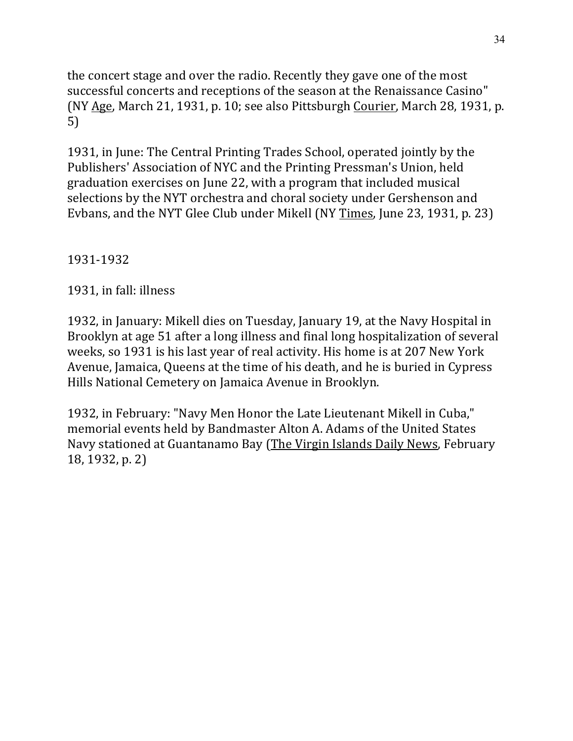the concert stage and over the radio. Recently they gave one of the most successful concerts and receptions of the season at the Renaissance Casino" (NY Age, March 21, 1931, p. 10; see also Pittsburgh Courier, March 28, 1931, p. 5)

1931, in June: The Central Printing Trades School, operated jointly by the Publishers' Association of NYC and the Printing Pressman's Union, held graduation exercises on June 22, with a program that included musical selections by the NYT orchestra and choral society under Gershenson and Evbans, and the NYT Glee Club under Mikell (NY Times, June 23, 1931, p. 23)

1931-1932

1931, in fall: illness

1932, in January: Mikell dies on Tuesday, January 19, at the Navy Hospital in Brooklyn at age 51 after a long illness and final long hospitalization of several weeks, so 1931 is his last year of real activity. His home is at 207 New York Avenue, Jamaica, Queens at the time of his death, and he is buried in Cypress Hills National Cemetery on Jamaica Avenue in Brooklyn.

1932, in February: "Navy Men Honor the Late Lieutenant Mikell in Cuba," memorial events held by Bandmaster Alton A. Adams of the United States Navy stationed at Guantanamo Bay (The Virgin Islands Daily News, February 18, 1932, p. 2)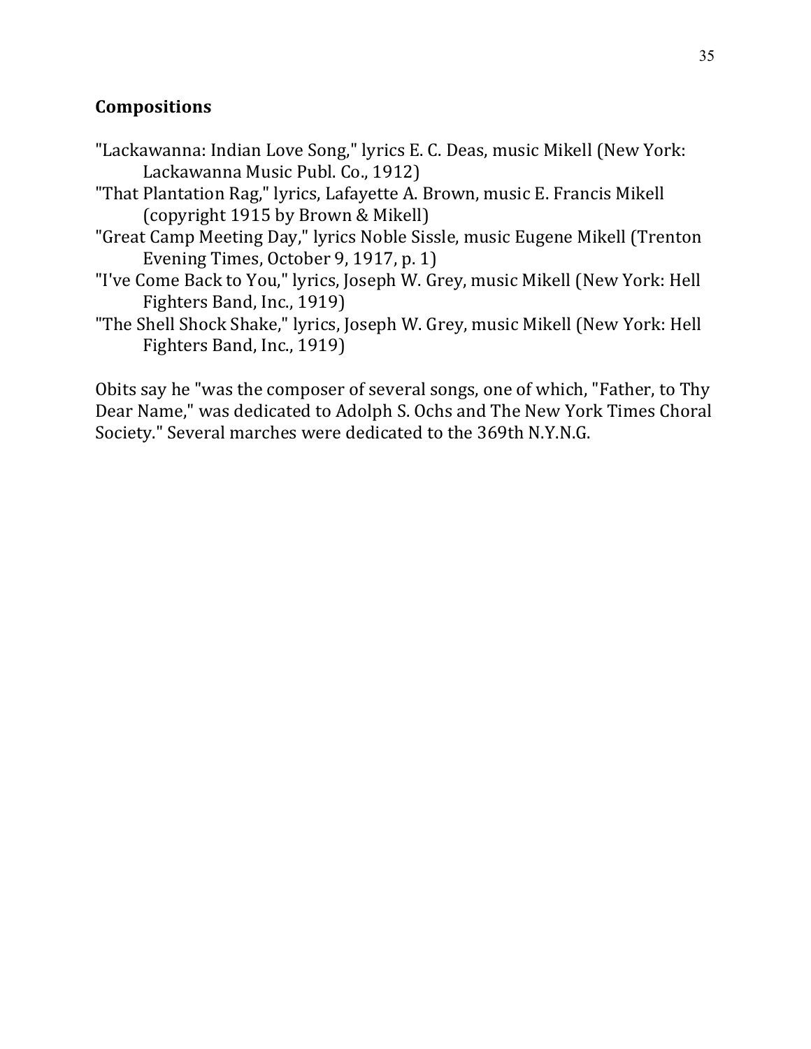## Compositions

"Lackawanna: Indian Love Song," lyrics E. C. Deas, music Mikell (New York: Lackawanna Music Publ. Co., 1912)

"That Plantation Rag," lyrics, Lafayette A. Brown, music E. Francis Mikell (copyright 1915 by Brown & Mikell)

"Great Camp Meeting Day," lyrics Noble Sissle, music Eugene Mikell (Trenton Evening Times, October 9, 1917, p. 1)

"I've Come Back to You," lyrics, Joseph W. Grey, music Mikell (New York: Hell Fighters Band, Inc., 1919)

"The Shell Shock Shake," lyrics, Joseph W. Grey, music Mikell (New York: Hell Fighters Band, Inc., 1919)

Obits say he "was the composer of several songs, one of which, "Father, to Thy Dear Name," was dedicated to Adolph S. Ochs and The New York Times Choral Society." Several marches were dedicated to the 369th N.Y.N.G.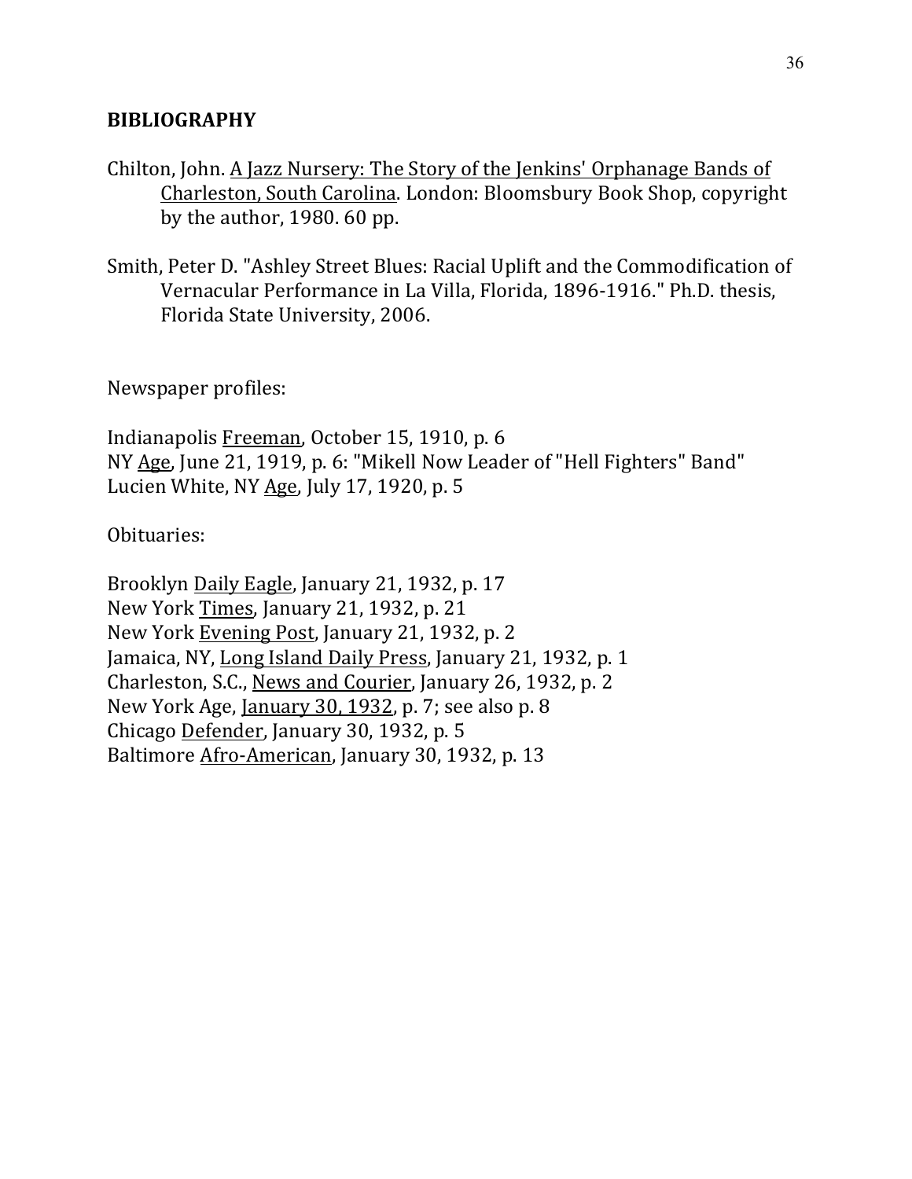## BIBLIOGRAPHY

Chilton, John. A Jazz Nursery: The Story of the Jenkins' Orphanage Bands of Charleston, South Carolina. London: Bloomsbury Book Shop, copyright by the author, 1980. 60 pp.

Smith, Peter D. "Ashley Street Blues: Racial Uplift and the Commodification of Vernacular Performance in La Villa, Florida, 1896-1916." Ph.D. thesis, Florida State University, 2006.

Newspaper profiles:

Indianapolis Freeman, October 15, 1910, p. 6
NY Age, June 21, 1919, p. 6: "Mikell Now Leader of "Hell Fighters" Band"
Lucien White, NY Age, July 17, 1920, p. 5

Obituaries:

Brooklyn Daily Eagle, January 21, 1932, p. 17
New York Times, January 21, 1932, p. 21
New York Evening Post, January 21, 1932, p. 2
Jamaica, NY, Long Island Daily Press, January 21, 1932, p. 1
Charleston, S.C., News and Courier, January 26, 1932, p. 2
New York Age, January 30, 1932, p. 7; see also p. 8
Chicago Defender, January 30, 1932, p. 5
Baltimore Afro-American, January 30, 1932, p. 13